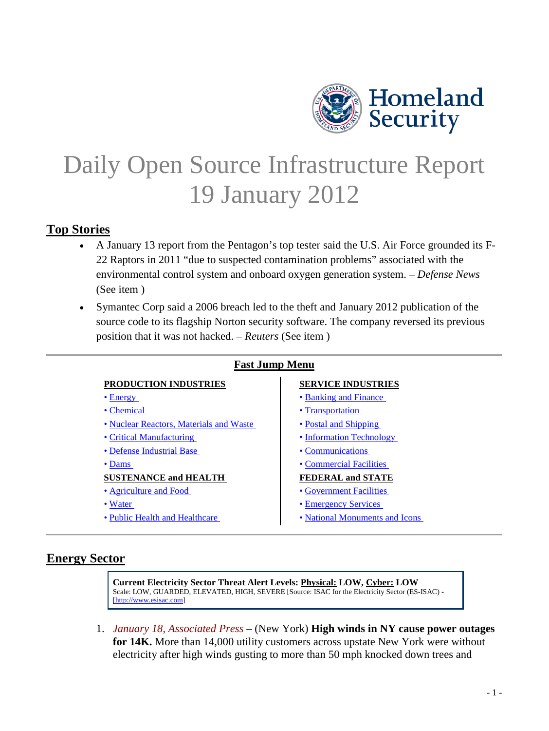# Daily Open Source Infrastructure Report
# 19 January 2012

## Top Stories

- A January 13 report from the Pentagon's top tester said the U.S. Air Force grounded its F-22 Raptors in 2011 "due to suspected contamination problems" associated with the environmental control system and onboard oxygen generation system. – *Defense News* (See item )
- Symantec Corp said a 2006 breach led to the theft and January 2012 publication of the source code to its flagship Norton security software. The company reversed its previous position that it was not hacked. – *Reuters* (See item )

## Fast Jump Menu

**PRODUCTION INDUSTRIES**
- Energy
- Chemical
- Nuclear Reactors, Materials and Waste
- Critical Manufacturing
- Defense Industrial Base
- Dams

**SUSTENANCE and HEALTH**
- Agriculture and Food
- Water
- Public Health and Healthcare

**SERVICE INDUSTRIES**
- Banking and Finance
- Transportation
- Postal and Shipping
- Information Technology
- Communications
- Commercial Facilities

**FEDERAL and STATE**
- Government Facilities
- Emergency Services
- National Monuments and Icons

## Energy Sector

**Current Electricity Sector Threat Alert Levels: Physical: LOW, Cyber: LOW**
Scale: LOW, GUARDED, ELEVATED, HIGH, SEVERE [Source: ISAC for the Electricity Sector (ES-ISAC) - [http://www.esisac.com]

1. *January 18, Associated Press* – (New York) **High winds in NY cause power outages for 14K.** More than 14,000 utility customers across upstate New York were without electricity after high winds gusting to more than 50 mph knocked down trees and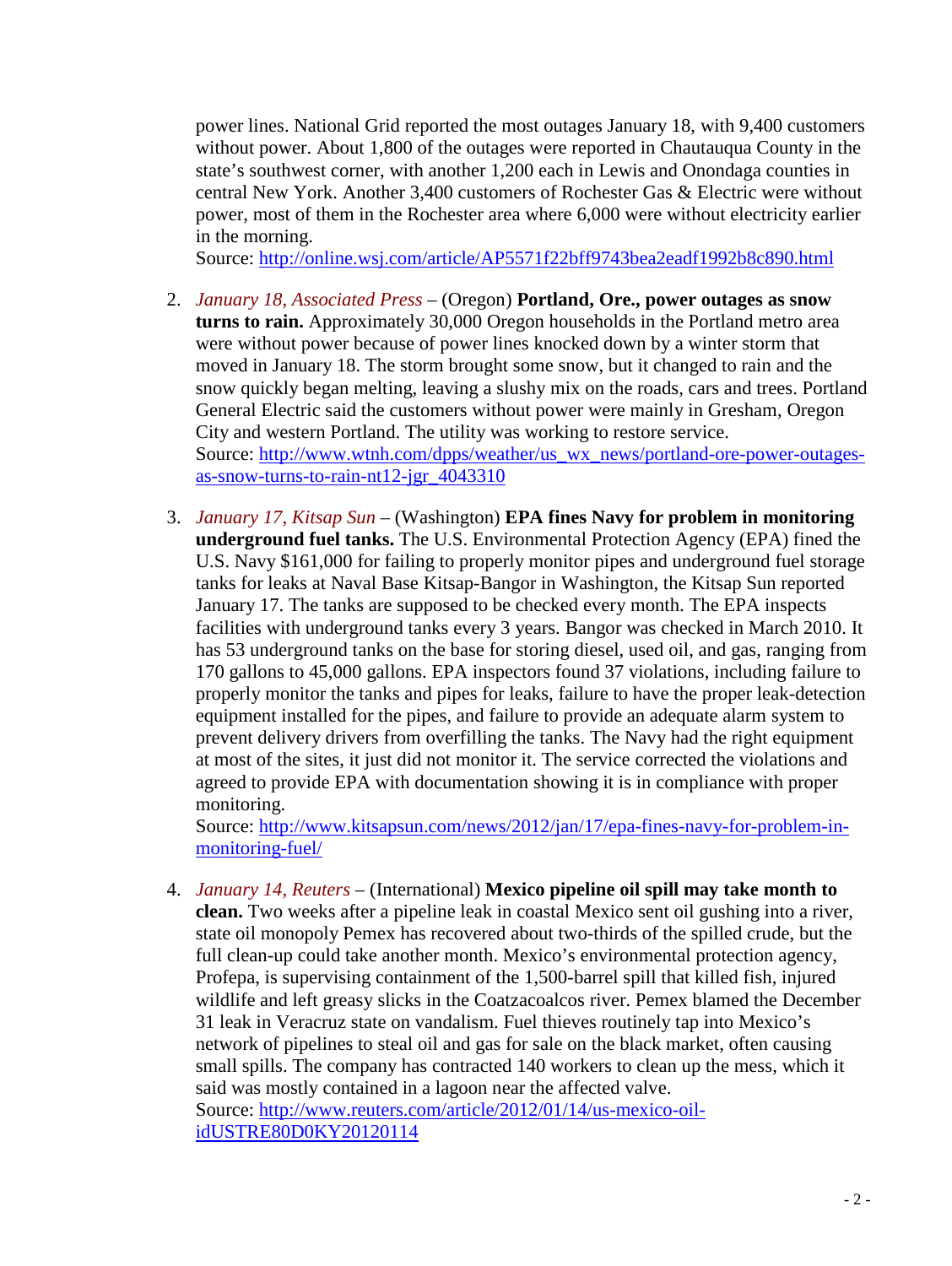power lines. National Grid reported the most outages January 18, with 9,400 customers without power. About 1,800 of the outages were reported in Chautauqua County in the state's southwest corner, with another 1,200 each in Lewis and Onondaga counties in central New York. Another 3,400 customers of Rochester Gas & Electric were without power, most of them in the Rochester area where 6,000 were without electricity earlier in the morning.
Source: http://online.wsj.com/article/AP5571f22bff9743bea2eadf1992b8c890.html

2. *January 18, Associated Press* – (Oregon) **Portland, Ore., power outages as snow turns to rain.** Approximately 30,000 Oregon households in the Portland metro area were without power because of power lines knocked down by a winter storm that moved in January 18. The storm brought some snow, but it changed to rain and the snow quickly began melting, leaving a slushy mix on the roads, cars and trees. Portland General Electric said the customers without power were mainly in Gresham, Oregon City and western Portland. The utility was working to restore service.
Source: http://www.wtnh.com/dpps/weather/us_wx_news/portland-ore-power-outages-as-snow-turns-to-rain-nt12-jgr_4043310

3. *January 17, Kitsap Sun* – (Washington) **EPA fines Navy for problem in monitoring underground fuel tanks.** The U.S. Environmental Protection Agency (EPA) fined the U.S. Navy $161,000 for failing to properly monitor pipes and underground fuel storage tanks for leaks at Naval Base Kitsap-Bangor in Washington, the Kitsap Sun reported January 17. The tanks are supposed to be checked every month. The EPA inspects facilities with underground tanks every 3 years. Bangor was checked in March 2010. It has 53 underground tanks on the base for storing diesel, used oil, and gas, ranging from 170 gallons to 45,000 gallons. EPA inspectors found 37 violations, including failure to properly monitor the tanks and pipes for leaks, failure to have the proper leak-detection equipment installed for the pipes, and failure to provide an adequate alarm system to prevent delivery drivers from overfilling the tanks. The Navy had the right equipment at most of the sites, it just did not monitor it. The service corrected the violations and agreed to provide EPA with documentation showing it is in compliance with proper monitoring.
Source: http://www.kitsapsun.com/news/2012/jan/17/epa-fines-navy-for-problem-in-monitoring-fuel/

4. *January 14, Reuters* – (International) **Mexico pipeline oil spill may take month to clean.** Two weeks after a pipeline leak in coastal Mexico sent oil gushing into a river, state oil monopoly Pemex has recovered about two-thirds of the spilled crude, but the full clean-up could take another month. Mexico's environmental protection agency, Profepa, is supervising containment of the 1,500-barrel spill that killed fish, injured wildlife and left greasy slicks in the Coatzacoalcos river. Pemex blamed the December 31 leak in Veracruz state on vandalism. Fuel thieves routinely tap into Mexico's network of pipelines to steal oil and gas for sale on the black market, often causing small spills. The company has contracted 140 workers to clean up the mess, which it said was mostly contained in a lagoon near the affected valve.
Source: http://www.reuters.com/article/2012/01/14/us-mexico-oil-idUSTRE80D0KY20120114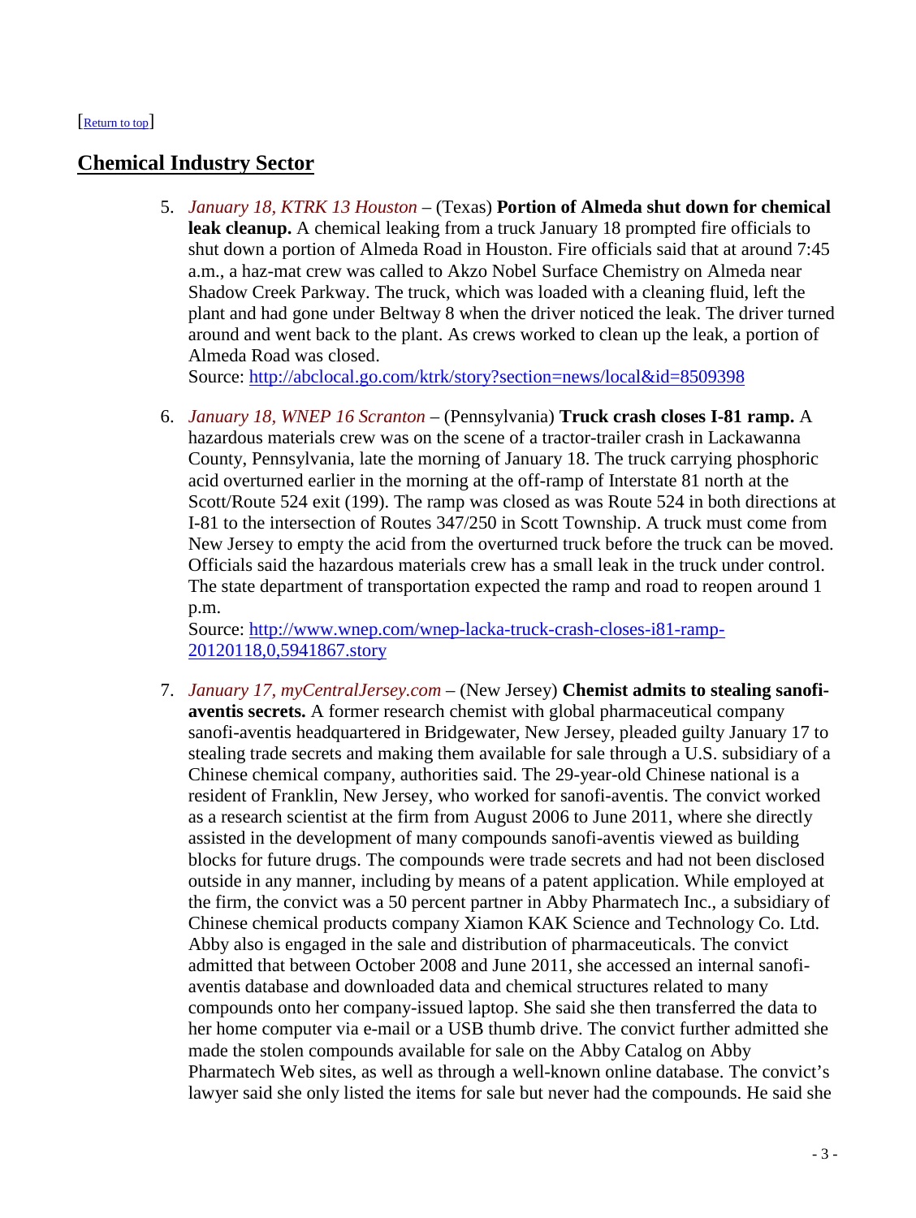[Return to top]

## Chemical Industry Sector

5. *January 18, KTRK 13 Houston* – (Texas) **Portion of Almeda shut down for chemical leak cleanup.** A chemical leaking from a truck January 18 prompted fire officials to shut down a portion of Almeda Road in Houston. Fire officials said that at around 7:45 a.m., a haz-mat crew was called to Akzo Nobel Surface Chemistry on Almeda near Shadow Creek Parkway. The truck, which was loaded with a cleaning fluid, left the plant and had gone under Beltway 8 when the driver noticed the leak. The driver turned around and went back to the plant. As crews worked to clean up the leak, a portion of Almeda Road was closed.
   Source: http://abclocal.go.com/ktrk/story?section=news/local&id=8509398

6. *January 18, WNEP 16 Scranton* – (Pennsylvania) **Truck crash closes I-81 ramp.** A hazardous materials crew was on the scene of a tractor-trailer crash in Lackawanna County, Pennsylvania, late the morning of January 18. The truck carrying phosphoric acid overturned earlier in the morning at the off-ramp of Interstate 81 north at the Scott/Route 524 exit (199). The ramp was closed as was Route 524 in both directions at I-81 to the intersection of Routes 347/250 in Scott Township. A truck must come from New Jersey to empty the acid from the overturned truck before the truck can be moved. Officials said the hazardous materials crew has a small leak in the truck under control. The state department of transportation expected the ramp and road to reopen around 1 p.m.
   Source: http://www.wnep.com/wnep-lacka-truck-crash-closes-i81-ramp-20120118,0,5941867.story

7. *January 17, myCentralJersey.com* – (New Jersey) **Chemist admits to stealing sanofi-aventis secrets.** A former research chemist with global pharmaceutical company sanofi-aventis headquartered in Bridgewater, New Jersey, pleaded guilty January 17 to stealing trade secrets and making them available for sale through a U.S. subsidiary of a Chinese chemical company, authorities said. The 29-year-old Chinese national is a resident of Franklin, New Jersey, who worked for sanofi-aventis. The convict worked as a research scientist at the firm from August 2006 to June 2011, where she directly assisted in the development of many compounds sanofi-aventis viewed as building blocks for future drugs. The compounds were trade secrets and had not been disclosed outside in any manner, including by means of a patent application. While employed at the firm, the convict was a 50 percent partner in Abby Pharmatech Inc., a subsidiary of Chinese chemical products company Xiamon KAK Science and Technology Co. Ltd. Abby also is engaged in the sale and distribution of pharmaceuticals. The convict admitted that between October 2008 and June 2011, she accessed an internal sanofi-aventis database and downloaded data and chemical structures related to many compounds onto her company-issued laptop. She said she then transferred the data to her home computer via e-mail or a USB thumb drive. The convict further admitted she made the stolen compounds available for sale on the Abby Catalog on Abby Pharmatech Web sites, as well as through a well-known online database. The convict's lawyer said she only listed the items for sale but never had the compounds. He said she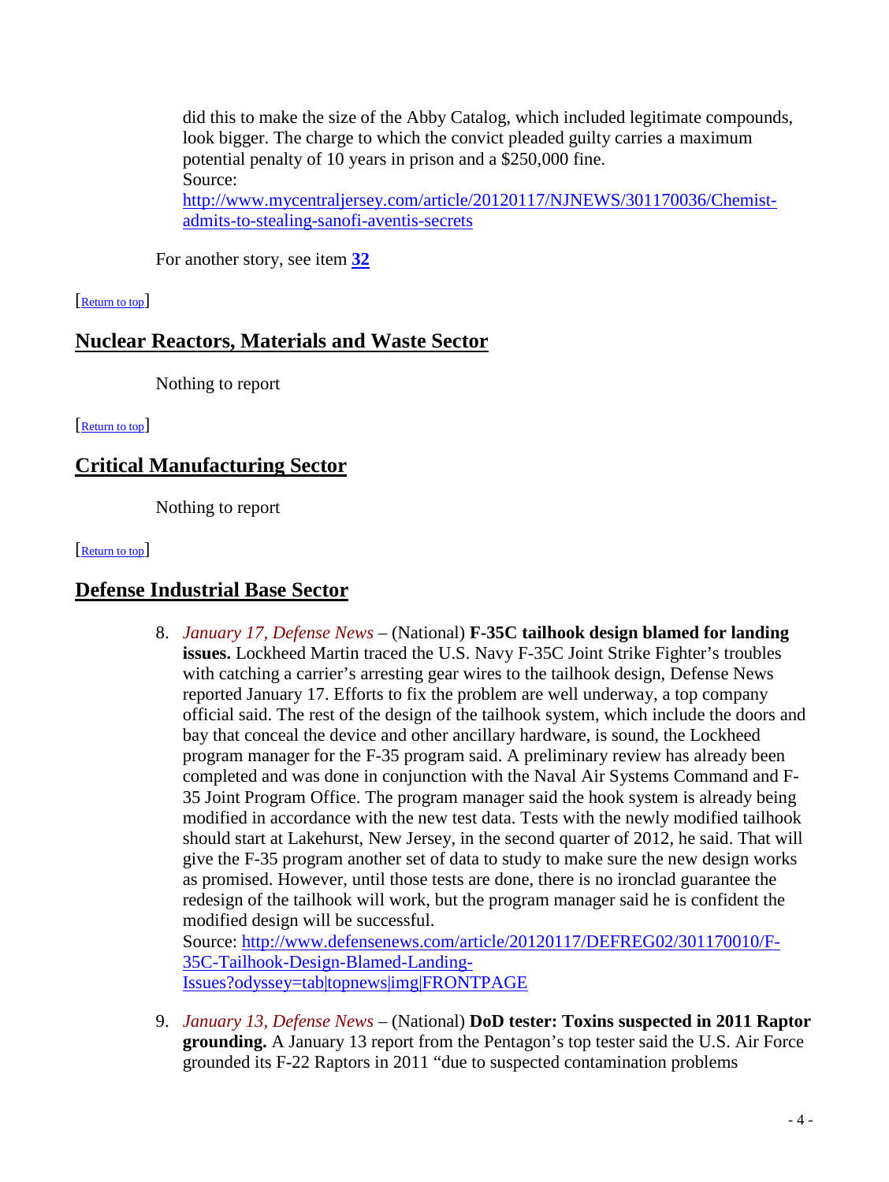did this to make the size of the Abby Catalog, which included legitimate compounds, look bigger. The charge to which the convict pleaded guilty carries a maximum potential penalty of 10 years in prison and a $250,000 fine.
Source: [http://www.mycentraljersey.com/article/20120117/NJNEWS/301170036/Chemist-admits-to-stealing-sanofi-aventis-secrets](http://www.mycentraljersey.com/article/20120117/NJNEWS/301170036/Chemist-admits-to-stealing-sanofi-aventis-secrets)

For another story, see item **32**

[Return to top]

## Nuclear Reactors, Materials and Waste Sector

Nothing to report

[Return to top]

## Critical Manufacturing Sector

Nothing to report

[Return to top]

## Defense Industrial Base Sector

8. *January 17, Defense News* – (National) **F-35C tailhook design blamed for landing issues.** Lockheed Martin traced the U.S. Navy F-35C Joint Strike Fighter's troubles with catching a carrier's arresting gear wires to the tailhook design, Defense News reported January 17. Efforts to fix the problem are well underway, a top company official said. The rest of the design of the tailhook system, which include the doors and bay that conceal the device and other ancillary hardware, is sound, the Lockheed program manager for the F-35 program said. A preliminary review has already been completed and was done in conjunction with the Naval Air Systems Command and F-35 Joint Program Office. The program manager said the hook system is already being modified in accordance with the new test data. Tests with the newly modified tailhook should start at Lakehurst, New Jersey, in the second quarter of 2012, he said. That will give the F-35 program another set of data to study to make sure the new design works as promised. However, until those tests are done, there is no ironclad guarantee the redesign of the tailhook will work, but the program manager said he is confident the modified design will be successful.
Source: [http://www.defensenews.com/article/20120117/DEFREG02/301170010/F-35C-Tailhook-Design-Blamed-Landing-Issues?odyssey=tab|topnews|img|FRONTPAGE](http://www.defensenews.com/article/20120117/DEFREG02/301170010/F-35C-Tailhook-Design-Blamed-Landing-Issues?odyssey=tab|topnews|img|FRONTPAGE)

9. *January 13, Defense News* – (National) **DoD tester: Toxins suspected in 2011 Raptor grounding.** A January 13 report from the Pentagon's top tester said the U.S. Air Force grounded its F-22 Raptors in 2011 "due to suspected contamination problems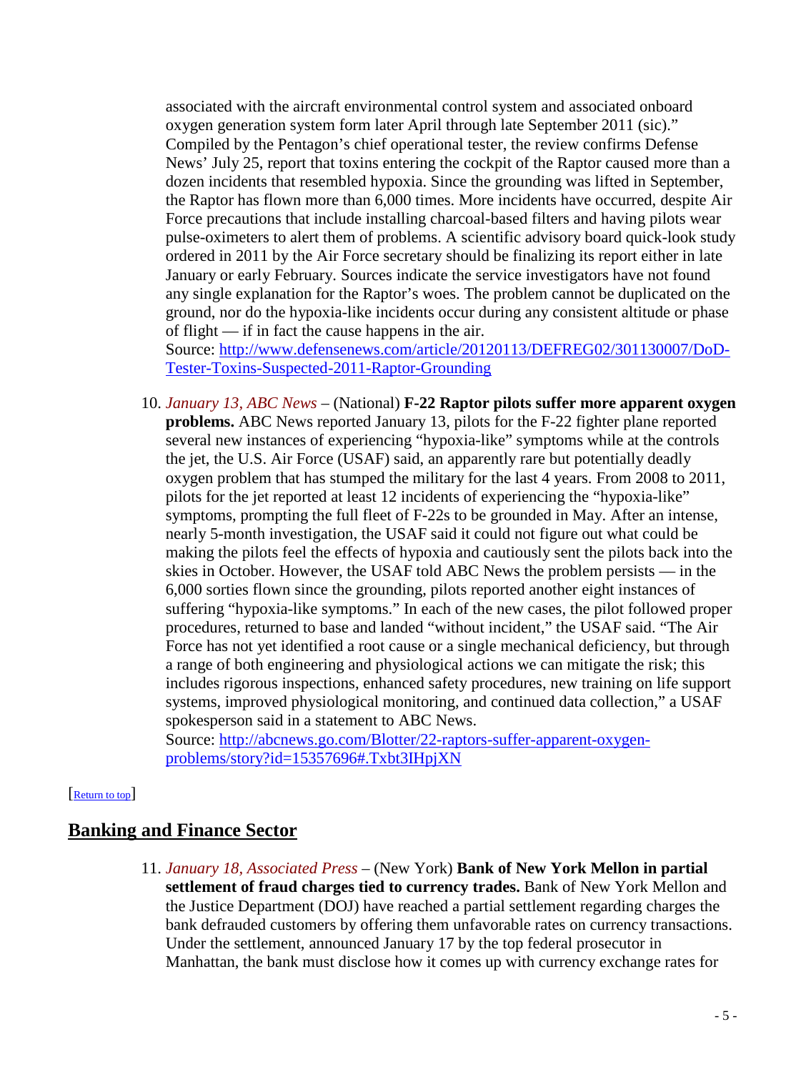associated with the aircraft environmental control system and associated onboard oxygen generation system form later April through late September 2011 (sic)." Compiled by the Pentagon's chief operational tester, the review confirms Defense News' July 25, report that toxins entering the cockpit of the Raptor caused more than a dozen incidents that resembled hypoxia. Since the grounding was lifted in September, the Raptor has flown more than 6,000 times. More incidents have occurred, despite Air Force precautions that include installing charcoal-based filters and having pilots wear pulse-oximeters to alert them of problems. A scientific advisory board quick-look study ordered in 2011 by the Air Force secretary should be finalizing its report either in late January or early February. Sources indicate the service investigators have not found any single explanation for the Raptor's woes. The problem cannot be duplicated on the ground, nor do the hypoxia-like incidents occur during any consistent altitude or phase of flight — if in fact the cause happens in the air.
Source: [http://www.defensenews.com/article/20120113/DEFREG02/301130007/DoD-Tester-Toxins-Suspected-2011-Raptor-Grounding](http://www.defensenews.com/article/20120113/DEFREG02/301130007/DoD-Tester-Toxins-Suspected-2011-Raptor-Grounding)

10. *January 13, ABC News* – (National) **F-22 Raptor pilots suffer more apparent oxygen problems.** ABC News reported January 13, pilots for the F-22 fighter plane reported several new instances of experiencing "hypoxia-like" symptoms while at the controls the jet, the U.S. Air Force (USAF) said, an apparently rare but potentially deadly oxygen problem that has stumped the military for the last 4 years. From 2008 to 2011, pilots for the jet reported at least 12 incidents of experiencing the "hypoxia-like" symptoms, prompting the full fleet of F-22s to be grounded in May. After an intense, nearly 5-month investigation, the USAF said it could not figure out what could be making the pilots feel the effects of hypoxia and cautiously sent the pilots back into the skies in October. However, the USAF told ABC News the problem persists — in the 6,000 sorties flown since the grounding, pilots reported another eight instances of suffering "hypoxia-like symptoms." In each of the new cases, the pilot followed proper procedures, returned to base and landed "without incident," the USAF said. "The Air Force has not yet identified a root cause or a single mechanical deficiency, but through a range of both engineering and physiological actions we can mitigate the risk; this includes rigorous inspections, enhanced safety procedures, new training on life support systems, improved physiological monitoring, and continued data collection," a USAF spokesperson said in a statement to ABC News.
Source: [http://abcnews.go.com/Blotter/22-raptors-suffer-apparent-oxygen-problems/story?id=15357696#.Txbt3IHpjXN](http://abcnews.go.com/Blotter/22-raptors-suffer-apparent-oxygen-problems/story?id=15357696#.Txbt3IHpjXN)

[Return to top]

## Banking and Finance Sector

11. *January 18, Associated Press* – (New York) **Bank of New York Mellon in partial settlement of fraud charges tied to currency trades.** Bank of New York Mellon and the Justice Department (DOJ) have reached a partial settlement regarding charges the bank defrauded customers by offering them unfavorable rates on currency transactions. Under the settlement, announced January 17 by the top federal prosecutor in Manhattan, the bank must disclose how it comes up with currency exchange rates for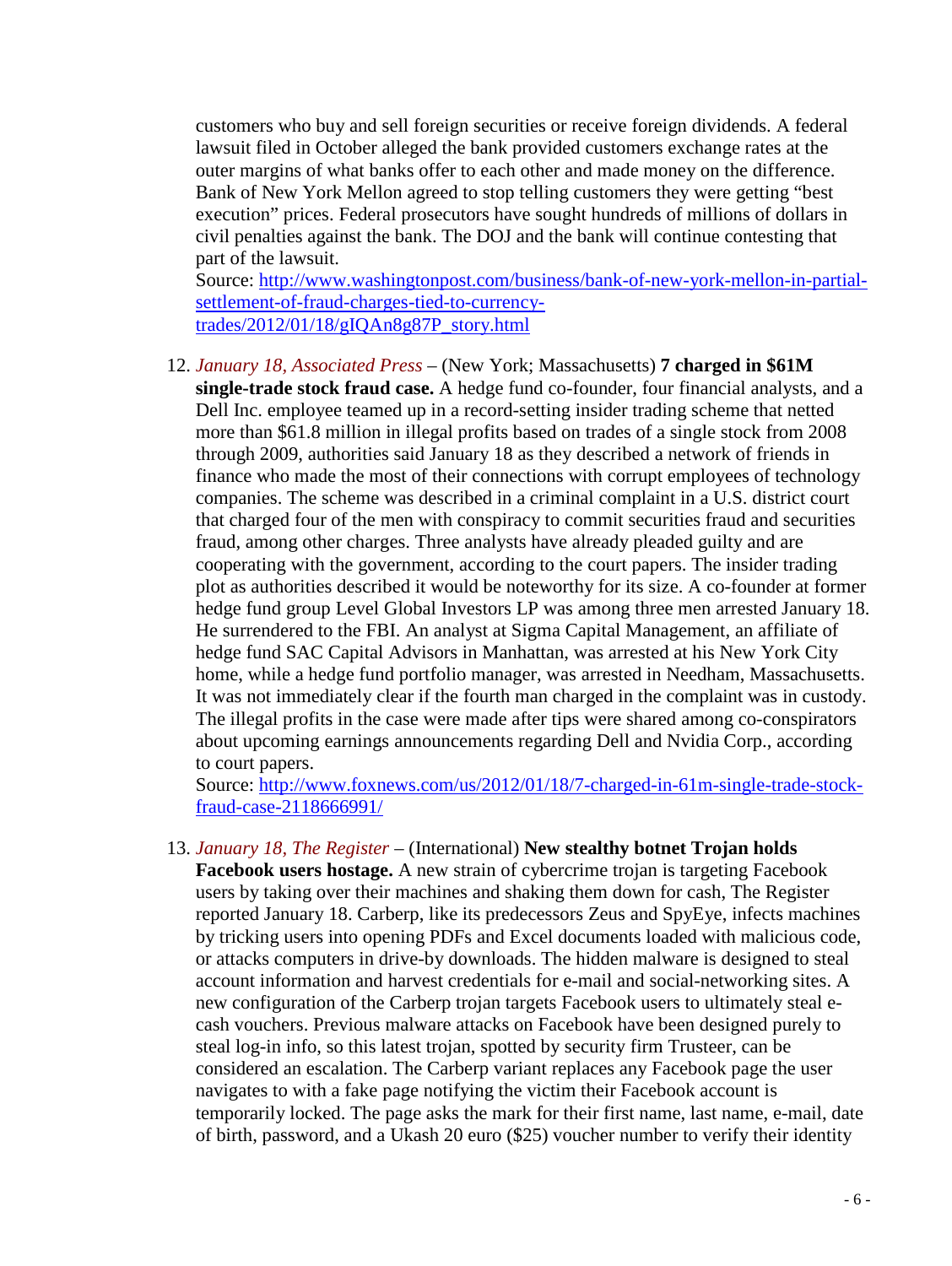customers who buy and sell foreign securities or receive foreign dividends. A federal lawsuit filed in October alleged the bank provided customers exchange rates at the outer margins of what banks offer to each other and made money on the difference. Bank of New York Mellon agreed to stop telling customers they were getting "best execution" prices. Federal prosecutors have sought hundreds of millions of dollars in civil penalties against the bank. The DOJ and the bank will continue contesting that part of the lawsuit.
Source: [http://www.washingtonpost.com/business/bank-of-new-york-mellon-in-partial-settlement-of-fraud-charges-tied-to-currency-trades/2012/01/18/gIQAn8g87P_story.html](http://www.washingtonpost.com/business/bank-of-new-york-mellon-in-partial-settlement-of-fraud-charges-tied-to-currency-trades/2012/01/18/gIQAn8g87P_story.html)

12. *January 18, Associated Press* – (New York; Massachusetts) **7 charged in $61M single-trade stock fraud case.** A hedge fund co-founder, four financial analysts, and a Dell Inc. employee teamed up in a record-setting insider trading scheme that netted more than $61.8 million in illegal profits based on trades of a single stock from 2008 through 2009, authorities said January 18 as they described a network of friends in finance who made the most of their connections with corrupt employees of technology companies. The scheme was described in a criminal complaint in a U.S. district court that charged four of the men with conspiracy to commit securities fraud and securities fraud, among other charges. Three analysts have already pleaded guilty and are cooperating with the government, according to the court papers. The insider trading plot as authorities described it would be noteworthy for its size. A co-founder at former hedge fund group Level Global Investors LP was among three men arrested January 18. He surrendered to the FBI. An analyst at Sigma Capital Management, an affiliate of hedge fund SAC Capital Advisors in Manhattan, was arrested at his New York City home, while a hedge fund portfolio manager, was arrested in Needham, Massachusetts. It was not immediately clear if the fourth man charged in the complaint was in custody. The illegal profits in the case were made after tips were shared among co-conspirators about upcoming earnings announcements regarding Dell and Nvidia Corp., according to court papers.
Source: [http://www.foxnews.com/us/2012/01/18/7-charged-in-61m-single-trade-stock-fraud-case-2118666991/](http://www.foxnews.com/us/2012/01/18/7-charged-in-61m-single-trade-stock-fraud-case-2118666991/)

13. *January 18, The Register* – (International) **New stealthy botnet Trojan holds Facebook users hostage.** A new strain of cybercrime trojan is targeting Facebook users by taking over their machines and shaking them down for cash, The Register reported January 18. Carberp, like its predecessors Zeus and SpyEye, infects machines by tricking users into opening PDFs and Excel documents loaded with malicious code, or attacks computers in drive-by downloads. The hidden malware is designed to steal account information and harvest credentials for e-mail and social-networking sites. A new configuration of the Carberp trojan targets Facebook users to ultimately steal e-cash vouchers. Previous malware attacks on Facebook have been designed purely to steal log-in info, so this latest trojan, spotted by security firm Trusteer, can be considered an escalation. The Carberp variant replaces any Facebook page the user navigates to with a fake page notifying the victim their Facebook account is temporarily locked. The page asks the mark for their first name, last name, e-mail, date of birth, password, and a Ukash 20 euro ($25) voucher number to verify their identity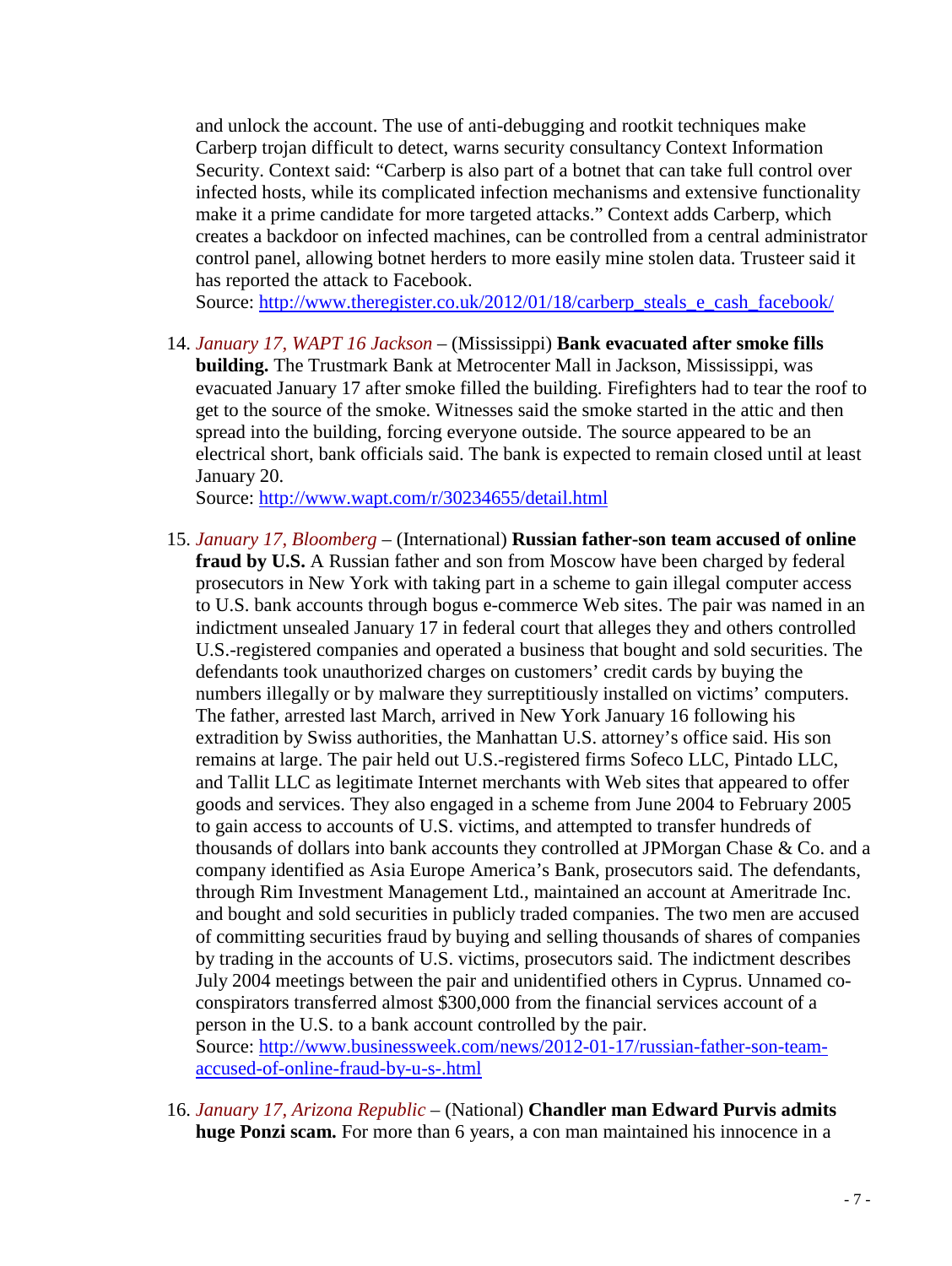and unlock the account. The use of anti-debugging and rootkit techniques make Carberp trojan difficult to detect, warns security consultancy Context Information Security. Context said: “Carberp is also part of a botnet that can take full control over infected hosts, while its complicated infection mechanisms and extensive functionality make it a prime candidate for more targeted attacks.” Context adds Carberp, which creates a backdoor on infected machines, can be controlled from a central administrator control panel, allowing botnet herders to more easily mine stolen data. Trusteer said it has reported the attack to Facebook.
Source: http://www.theregister.co.uk/2012/01/18/carberp_steals_e_cash_facebook/

14. *January 17, WAPT 16 Jackson* – (Mississippi) **Bank evacuated after smoke fills building.** The Trustmark Bank at Metrocenter Mall in Jackson, Mississippi, was evacuated January 17 after smoke filled the building. Firefighters had to tear the roof to get to the source of the smoke. Witnesses said the smoke started in the attic and then spread into the building, forcing everyone outside. The source appeared to be an electrical short, bank officials said. The bank is expected to remain closed until at least January 20.
Source: http://www.wapt.com/r/30234655/detail.html

15. *January 17, Bloomberg* – (International) **Russian father-son team accused of online fraud by U.S.** A Russian father and son from Moscow have been charged by federal prosecutors in New York with taking part in a scheme to gain illegal computer access to U.S. bank accounts through bogus e-commerce Web sites. The pair was named in an indictment unsealed January 17 in federal court that alleges they and others controlled U.S.-registered companies and operated a business that bought and sold securities. The defendants took unauthorized charges on customers’ credit cards by buying the numbers illegally or by malware they surreptitiously installed on victims’ computers. The father, arrested last March, arrived in New York January 16 following his extradition by Swiss authorities, the Manhattan U.S. attorney’s office said. His son remains at large. The pair held out U.S.-registered firms Sofeco LLC, Pintado LLC, and Tallit LLC as legitimate Internet merchants with Web sites that appeared to offer goods and services. They also engaged in a scheme from June 2004 to February 2005 to gain access to accounts of U.S. victims, and attempted to transfer hundreds of thousands of dollars into bank accounts they controlled at JPMorgan Chase & Co. and a company identified as Asia Europe America’s Bank, prosecutors said. The defendants, through Rim Investment Management Ltd., maintained an account at Ameritrade Inc. and bought and sold securities in publicly traded companies. The two men are accused of committing securities fraud by buying and selling thousands of shares of companies by trading in the accounts of U.S. victims, prosecutors said. The indictment describes July 2004 meetings between the pair and unidentified others in Cyprus. Unnamed co-conspirators transferred almost $300,000 from the financial services account of a person in the U.S. to a bank account controlled by the pair.
Source: http://www.businessweek.com/news/2012-01-17/russian-father-son-team-accused-of-online-fraud-by-u-s-.html

16. *January 17, Arizona Republic* – (National) **Chandler man Edward Purvis admits huge Ponzi scam.** For more than 6 years, a con man maintained his innocence in a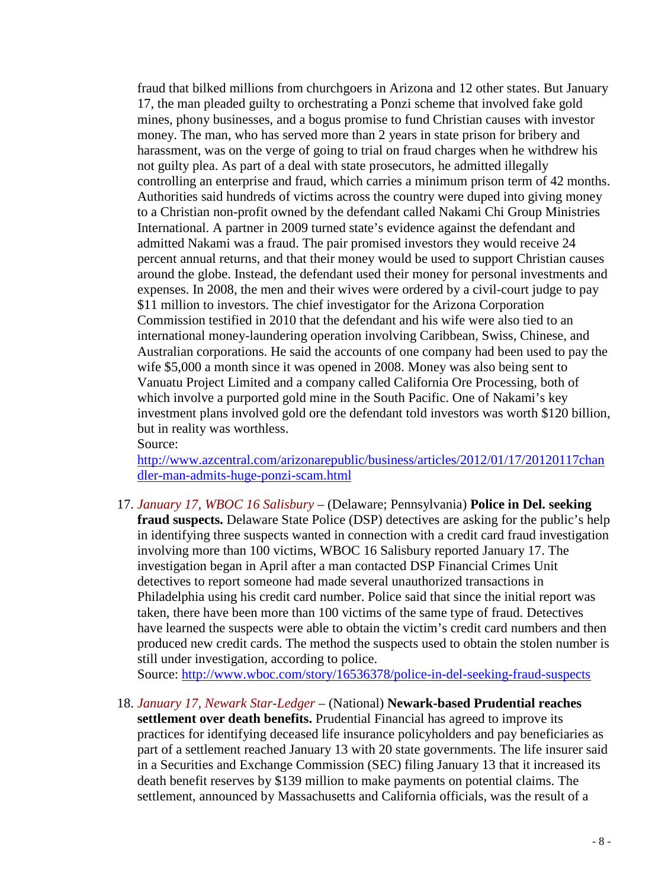fraud that bilked millions from churchgoers in Arizona and 12 other states. But January 17, the man pleaded guilty to orchestrating a Ponzi scheme that involved fake gold mines, phony businesses, and a bogus promise to fund Christian causes with investor money. The man, who has served more than 2 years in state prison for bribery and harassment, was on the verge of going to trial on fraud charges when he withdrew his not guilty plea. As part of a deal with state prosecutors, he admitted illegally controlling an enterprise and fraud, which carries a minimum prison term of 42 months. Authorities said hundreds of victims across the country were duped into giving money to a Christian non-profit owned by the defendant called Nakami Chi Group Ministries International. A partner in 2009 turned state's evidence against the defendant and admitted Nakami was a fraud. The pair promised investors they would receive 24 percent annual returns, and that their money would be used to support Christian causes around the globe. Instead, the defendant used their money for personal investments and expenses. In 2008, the men and their wives were ordered by a civil-court judge to pay $11 million to investors. The chief investigator for the Arizona Corporation Commission testified in 2010 that the defendant and his wife were also tied to an international money-laundering operation involving Caribbean, Swiss, Chinese, and Australian corporations. He said the accounts of one company had been used to pay the wife $5,000 a month since it was opened in 2008. Money was also being sent to Vanuatu Project Limited and a company called California Ore Processing, both of which involve a purported gold mine in the South Pacific. One of Nakami's key investment plans involved gold ore the defendant told investors was worth $120 billion, but in reality was worthless.
Source: [http://www.azcentral.com/arizonarepublic/business/articles/2012/01/17/20120117chandler-man-admits-huge-ponzi-scam.html](http://www.azcentral.com/arizonarepublic/business/articles/2012/01/17/20120117chandler-man-admits-huge-ponzi-scam.html)

17. *January 17, WBOC 16 Salisbury* – (Delaware; Pennsylvania) **Police in Del. seeking fraud suspects.** Delaware State Police (DSP) detectives are asking for the public's help in identifying three suspects wanted in connection with a credit card fraud investigation involving more than 100 victims, WBOC 16 Salisbury reported January 17. The investigation began in April after a man contacted DSP Financial Crimes Unit detectives to report someone had made several unauthorized transactions in Philadelphia using his credit card number. Police said that since the initial report was taken, there have been more than 100 victims of the same type of fraud. Detectives have learned the suspects were able to obtain the victim's credit card numbers and then produced new credit cards. The method the suspects used to obtain the stolen number is still under investigation, according to police.
Source: [http://www.wboc.com/story/16536378/police-in-del-seeking-fraud-suspects](http://www.wboc.com/story/16536378/police-in-del-seeking-fraud-suspects)

18. *January 17, Newark Star-Ledger* – (National) **Newark-based Prudential reaches settlement over death benefits.** Prudential Financial has agreed to improve its practices for identifying deceased life insurance policyholders and pay beneficiaries as part of a settlement reached January 13 with 20 state governments. The life insurer said in a Securities and Exchange Commission (SEC) filing January 13 that it increased its death benefit reserves by $139 million to make payments on potential claims. The settlement, announced by Massachusetts and California officials, was the result of a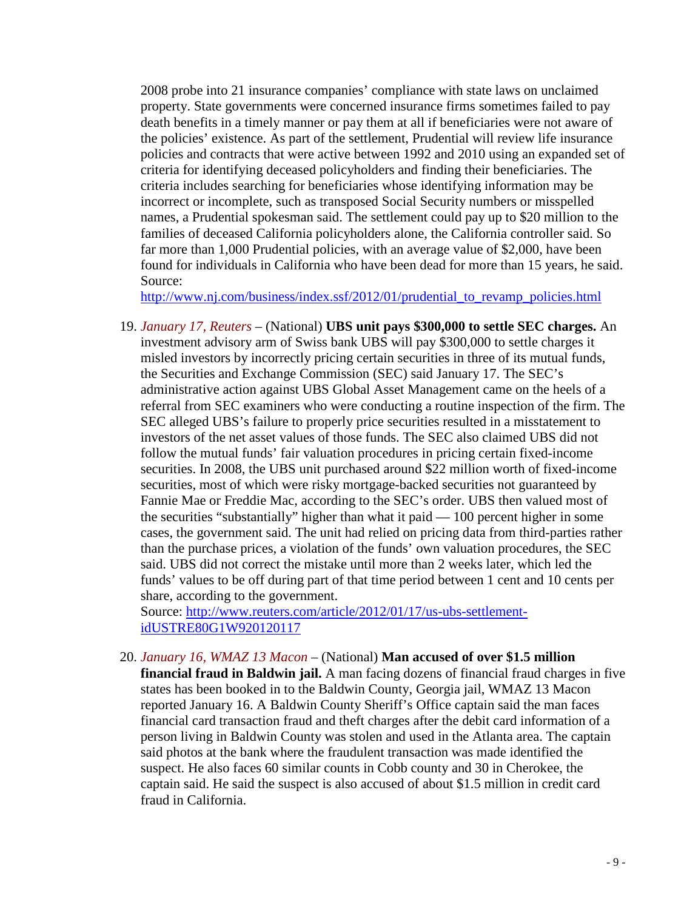2008 probe into 21 insurance companies' compliance with state laws on unclaimed property. State governments were concerned insurance firms sometimes failed to pay death benefits in a timely manner or pay them at all if beneficiaries were not aware of the policies' existence. As part of the settlement, Prudential will review life insurance policies and contracts that were active between 1992 and 2010 using an expanded set of criteria for identifying deceased policyholders and finding their beneficiaries. The criteria includes searching for beneficiaries whose identifying information may be incorrect or incomplete, such as transposed Social Security numbers or misspelled names, a Prudential spokesman said. The settlement could pay up to $20 million to the families of deceased California policyholders alone, the California controller said. So far more than 1,000 Prudential policies, with an average value of $2,000, have been found for individuals in California who have been dead for more than 15 years, he said. Source: http://www.nj.com/business/index.ssf/2012/01/prudential_to_revamp_policies.html

19. *January 17, Reuters* – (National) **UBS unit pays $300,000 to settle SEC charges.** An investment advisory arm of Swiss bank UBS will pay $300,000 to settle charges it misled investors by incorrectly pricing certain securities in three of its mutual funds, the Securities and Exchange Commission (SEC) said January 17. The SEC's administrative action against UBS Global Asset Management came on the heels of a referral from SEC examiners who were conducting a routine inspection of the firm. The SEC alleged UBS's failure to properly price securities resulted in a misstatement to investors of the net asset values of those funds. The SEC also claimed UBS did not follow the mutual funds' fair valuation procedures in pricing certain fixed-income securities. In 2008, the UBS unit purchased around $22 million worth of fixed-income securities, most of which were risky mortgage-backed securities not guaranteed by Fannie Mae or Freddie Mac, according to the SEC's order. UBS then valued most of the securities "substantially" higher than what it paid — 100 percent higher in some cases, the government said. The unit had relied on pricing data from third-parties rather than the purchase prices, a violation of the funds' own valuation procedures, the SEC said. UBS did not correct the mistake until more than 2 weeks later, which led the funds' values to be off during part of that time period between 1 cent and 10 cents per share, according to the government.
Source: http://www.reuters.com/article/2012/01/17/us-ubs-settlement-idUSTRE80G1W920120117

20. *January 16, WMAZ 13 Macon* – (National) **Man accused of over $1.5 million financial fraud in Baldwin jail.** A man facing dozens of financial fraud charges in five states has been booked in to the Baldwin County, Georgia jail, WMAZ 13 Macon reported January 16. A Baldwin County Sheriff's Office captain said the man faces financial card transaction fraud and theft charges after the debit card information of a person living in Baldwin County was stolen and used in the Atlanta area. The captain said photos at the bank where the fraudulent transaction was made identified the suspect. He also faces 60 similar counts in Cobb county and 30 in Cherokee, the captain said. He said the suspect is also accused of about $1.5 million in credit card fraud in California.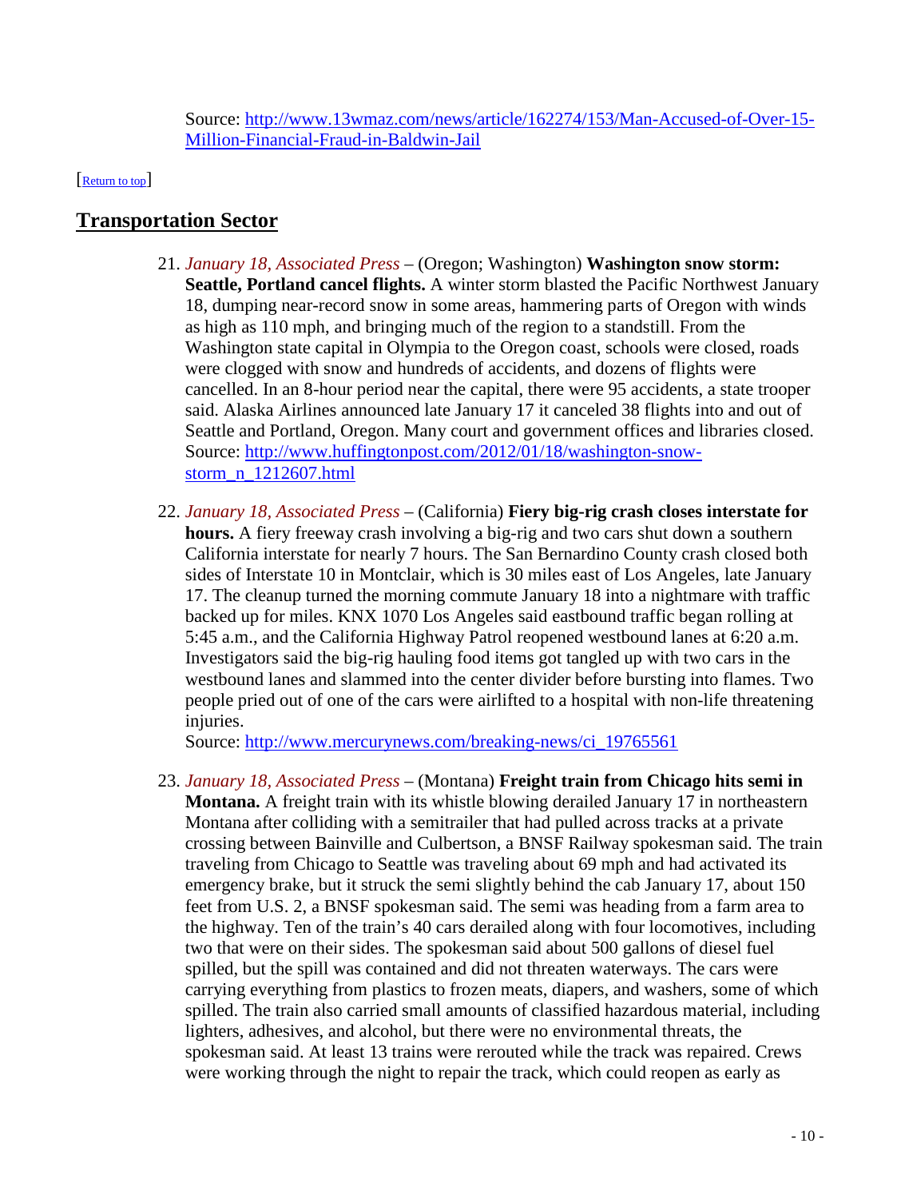Source: [http://www.13wmaz.com/news/article/162274/153/Man-Accused-of-Over-15-Million-Financial-Fraud-in-Baldwin-Jail](http://www.13wmaz.com/news/article/162274/153/Man-Accused-of-Over-15-Million-Financial-Fraud-in-Baldwin-Jail)

[[Return to top](#)]

## Transportation Sector

21. *January 18, Associated Press* – (Oregon; Washington) **Washington snow storm: Seattle, Portland cancel flights.** A winter storm blasted the Pacific Northwest January 18, dumping near-record snow in some areas, hammering parts of Oregon with winds as high as 110 mph, and bringing much of the region to a standstill. From the Washington state capital in Olympia to the Oregon coast, schools were closed, roads were clogged with snow and hundreds of accidents, and dozens of flights were cancelled. In an 8-hour period near the capital, there were 95 accidents, a state trooper said. Alaska Airlines announced late January 17 it canceled 38 flights into and out of Seattle and Portland, Oregon. Many court and government offices and libraries closed. Source: [http://www.huffingtonpost.com/2012/01/18/washington-snow-storm_n_1212607.html](http://www.huffingtonpost.com/2012/01/18/washington-snow-storm_n_1212607.html)

22. *January 18, Associated Press* – (California) **Fiery big-rig crash closes interstate for hours.** A fiery freeway crash involving a big-rig and two cars shut down a southern California interstate for nearly 7 hours. The San Bernardino County crash closed both sides of Interstate 10 in Montclair, which is 30 miles east of Los Angeles, late January 17. The cleanup turned the morning commute January 18 into a nightmare with traffic backed up for miles. KNX 1070 Los Angeles said eastbound traffic began rolling at 5:45 a.m., and the California Highway Patrol reopened westbound lanes at 6:20 a.m. Investigators said the big-rig hauling food items got tangled up with two cars in the westbound lanes and slammed into the center divider before bursting into flames. Two people pried out of one of the cars were airlifted to a hospital with non-life threatening injuries.
Source: [http://www.mercurynews.com/breaking-news/ci_19765561](http://www.mercurynews.com/breaking-news/ci_19765561)

23. *January 18, Associated Press* – (Montana) **Freight train from Chicago hits semi in Montana.** A freight train with its whistle blowing derailed January 17 in northeastern Montana after colliding with a semitrailer that had pulled across tracks at a private crossing between Bainville and Culbertson, a BNSF Railway spokesman said. The train traveling from Chicago to Seattle was traveling about 69 mph and had activated its emergency brake, but it struck the semi slightly behind the cab January 17, about 150 feet from U.S. 2, a BNSF spokesman said. The semi was heading from a farm area to the highway. Ten of the train's 40 cars derailed along with four locomotives, including two that were on their sides. The spokesman said about 500 gallons of diesel fuel spilled, but the spill was contained and did not threaten waterways. The cars were carrying everything from plastics to frozen meats, diapers, and washers, some of which spilled. The train also carried small amounts of classified hazardous material, including lighters, adhesives, and alcohol, but there were no environmental threats, the spokesman said. At least 13 trains were rerouted while the track was repaired. Crews were working through the night to repair the track, which could reopen as early as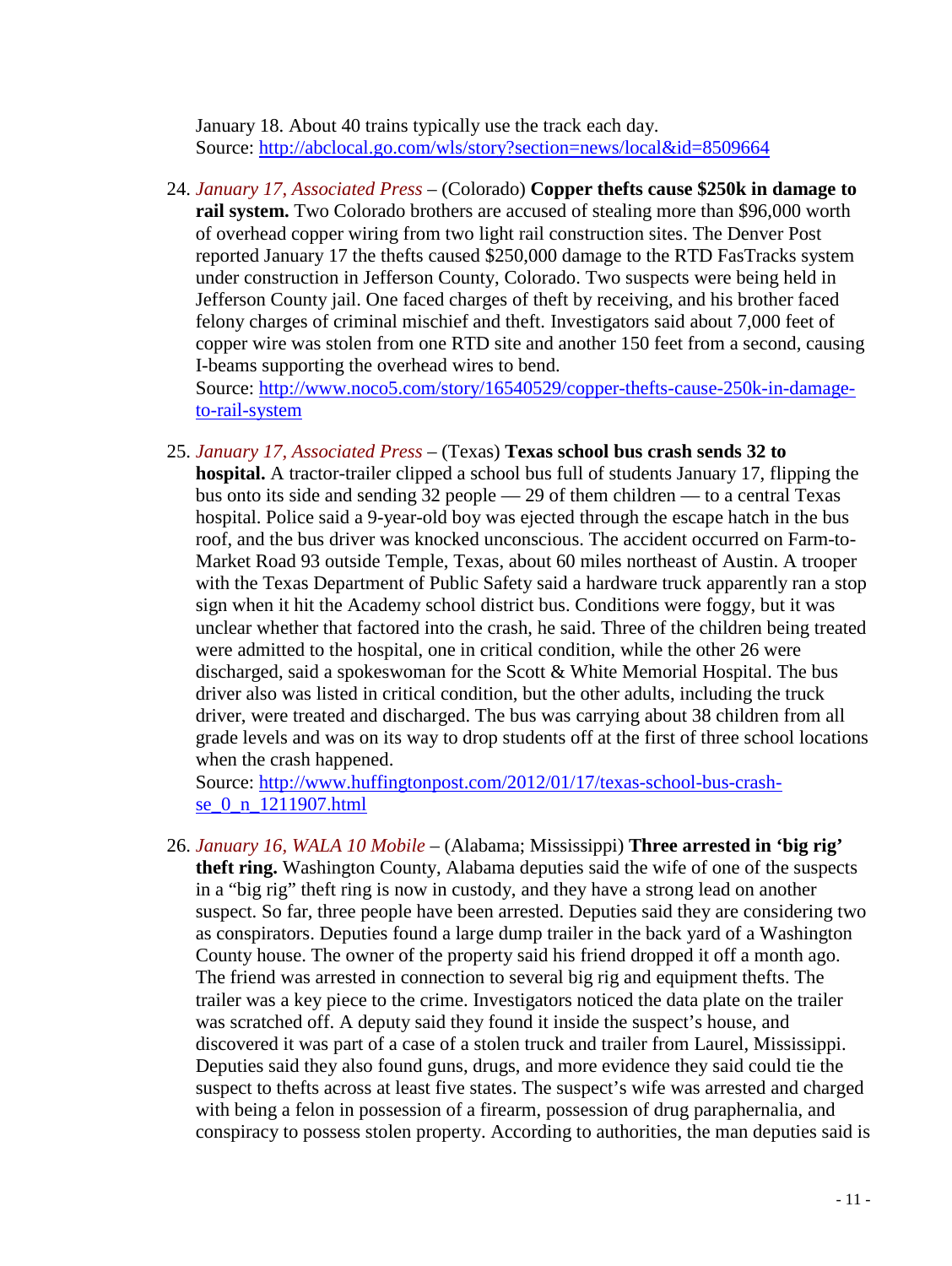January 18. About 40 trains typically use the track each day.
Source: http://abclocal.go.com/wls/story?section=news/local&id=8509664

24. *January 17, Associated Press* – (Colorado) **Copper thefts cause $250k in damage to rail system.** Two Colorado brothers are accused of stealing more than $96,000 worth of overhead copper wiring from two light rail construction sites. The Denver Post reported January 17 the thefts caused $250,000 damage to the RTD FasTracks system under construction in Jefferson County, Colorado. Two suspects were being held in Jefferson County jail. One faced charges of theft by receiving, and his brother faced felony charges of criminal mischief and theft. Investigators said about 7,000 feet of copper wire was stolen from one RTD site and another 150 feet from a second, causing I-beams supporting the overhead wires to bend.
Source: http://www.noco5.com/story/16540529/copper-thefts-cause-250k-in-damage-to-rail-system

25. *January 17, Associated Press* – (Texas) **Texas school bus crash sends 32 to hospital.** A tractor-trailer clipped a school bus full of students January 17, flipping the bus onto its side and sending 32 people — 29 of them children — to a central Texas hospital. Police said a 9-year-old boy was ejected through the escape hatch in the bus roof, and the bus driver was knocked unconscious. The accident occurred on Farm-to-Market Road 93 outside Temple, Texas, about 60 miles northeast of Austin. A trooper with the Texas Department of Public Safety said a hardware truck apparently ran a stop sign when it hit the Academy school district bus. Conditions were foggy, but it was unclear whether that factored into the crash, he said. Three of the children being treated were admitted to the hospital, one in critical condition, while the other 26 were discharged, said a spokeswoman for the Scott & White Memorial Hospital. The bus driver also was listed in critical condition, but the other adults, including the truck driver, were treated and discharged. The bus was carrying about 38 children from all grade levels and was on its way to drop students off at the first of three school locations when the crash happened.
Source: http://www.huffingtonpost.com/2012/01/17/texas-school-bus-crash-se_0_n_1211907.html

26. *January 16, WALA 10 Mobile* – (Alabama; Mississippi) **Three arrested in 'big rig' theft ring.** Washington County, Alabama deputies said the wife of one of the suspects in a "big rig" theft ring is now in custody, and they have a strong lead on another suspect. So far, three people have been arrested. Deputies said they are considering two as conspirators. Deputies found a large dump trailer in the back yard of a Washington County house. The owner of the property said his friend dropped it off a month ago. The friend was arrested in connection to several big rig and equipment thefts. The trailer was a key piece to the crime. Investigators noticed the data plate on the trailer was scratched off. A deputy said they found it inside the suspect's house, and discovered it was part of a case of a stolen truck and trailer from Laurel, Mississippi. Deputies said they also found guns, drugs, and more evidence they said could tie the suspect to thefts across at least five states. The suspect's wife was arrested and charged with being a felon in possession of a firearm, possession of drug paraphernalia, and conspiracy to possess stolen property. According to authorities, the man deputies said is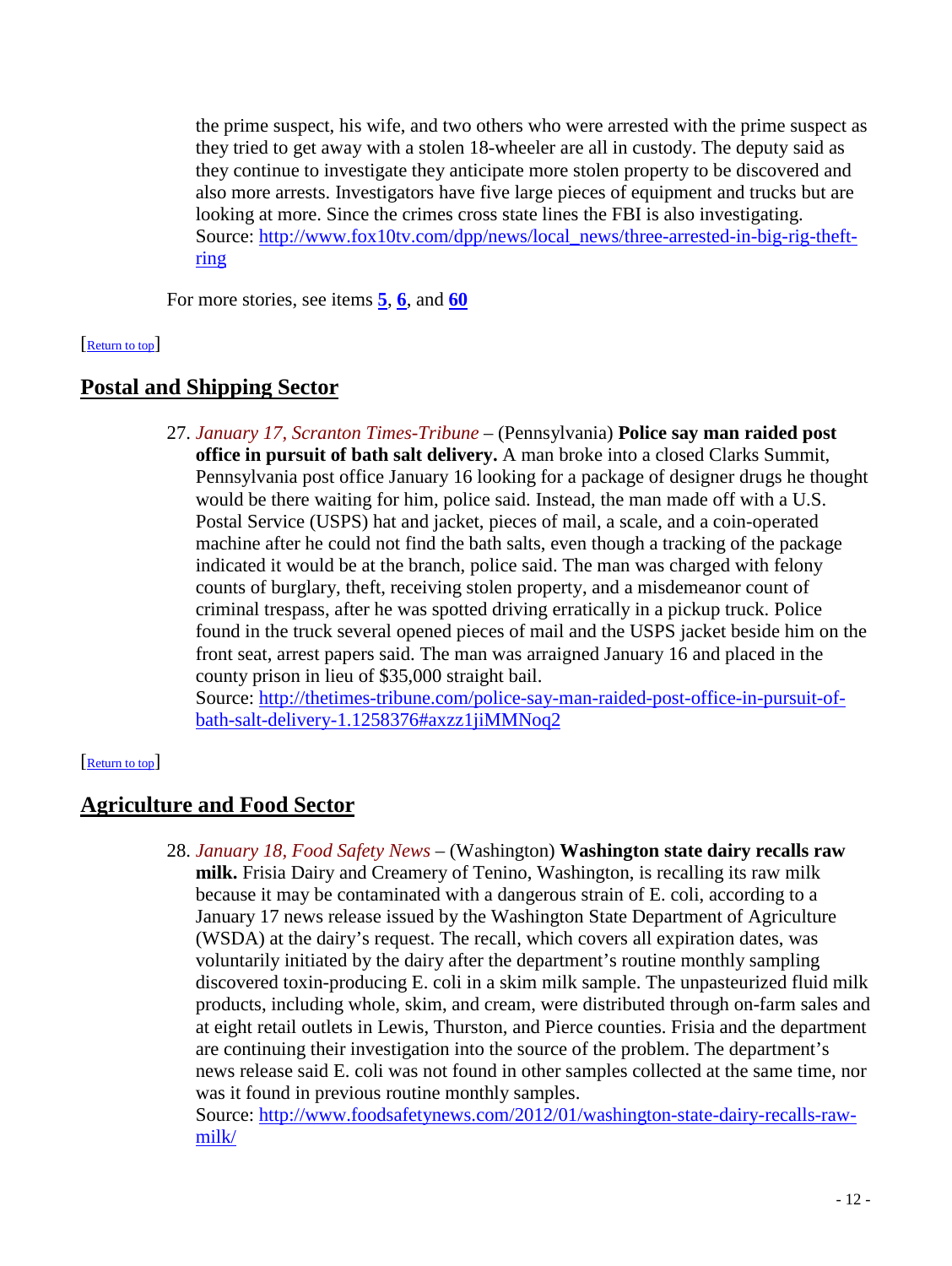the prime suspect, his wife, and two others who were arrested with the prime suspect as they tried to get away with a stolen 18-wheeler are all in custody. The deputy said as they continue to investigate they anticipate more stolen property to be discovered and also more arrests. Investigators have five large pieces of equipment and trucks but are looking at more. Since the crimes cross state lines the FBI is also investigating.
Source: http://www.fox10tv.com/dpp/news/local_news/three-arrested-in-big-rig-theft-ring

For more stories, see items **5**, **6**, and **60**

[Return to top]

## Postal and Shipping Sector

27. *January 17, Scranton Times-Tribune* – (Pennsylvania) **Police say man raided post office in pursuit of bath salt delivery.** A man broke into a closed Clarks Summit, Pennsylvania post office January 16 looking for a package of designer drugs he thought would be there waiting for him, police said. Instead, the man made off with a U.S. Postal Service (USPS) hat and jacket, pieces of mail, a scale, and a coin-operated machine after he could not find the bath salts, even though a tracking of the package indicated it would be at the branch, police said. The man was charged with felony counts of burglary, theft, receiving stolen property, and a misdemeanor count of criminal trespass, after he was spotted driving erratically in a pickup truck. Police found in the truck several opened pieces of mail and the USPS jacket beside him on the front seat, arrest papers said. The man was arraigned January 16 and placed in the county prison in lieu of $35,000 straight bail.
Source: http://thetimes-tribune.com/police-say-man-raided-post-office-in-pursuit-of-bath-salt-delivery-1.1258376#axzz1jiMMNoq2

[Return to top]

## Agriculture and Food Sector

28. *January 18, Food Safety News* – (Washington) **Washington state dairy recalls raw milk.** Frisia Dairy and Creamery of Tenino, Washington, is recalling its raw milk because it may be contaminated with a dangerous strain of E. coli, according to a January 17 news release issued by the Washington State Department of Agriculture (WSDA) at the dairy's request. The recall, which covers all expiration dates, was voluntarily initiated by the dairy after the department's routine monthly sampling discovered toxin-producing E. coli in a skim milk sample. The unpasteurized fluid milk products, including whole, skim, and cream, were distributed through on-farm sales and at eight retail outlets in Lewis, Thurston, and Pierce counties. Frisia and the department are continuing their investigation into the source of the problem. The department's news release said E. coli was not found in other samples collected at the same time, nor was it found in previous routine monthly samples.
Source: http://www.foodsafetynews.com/2012/01/washington-state-dairy-recalls-raw-milk/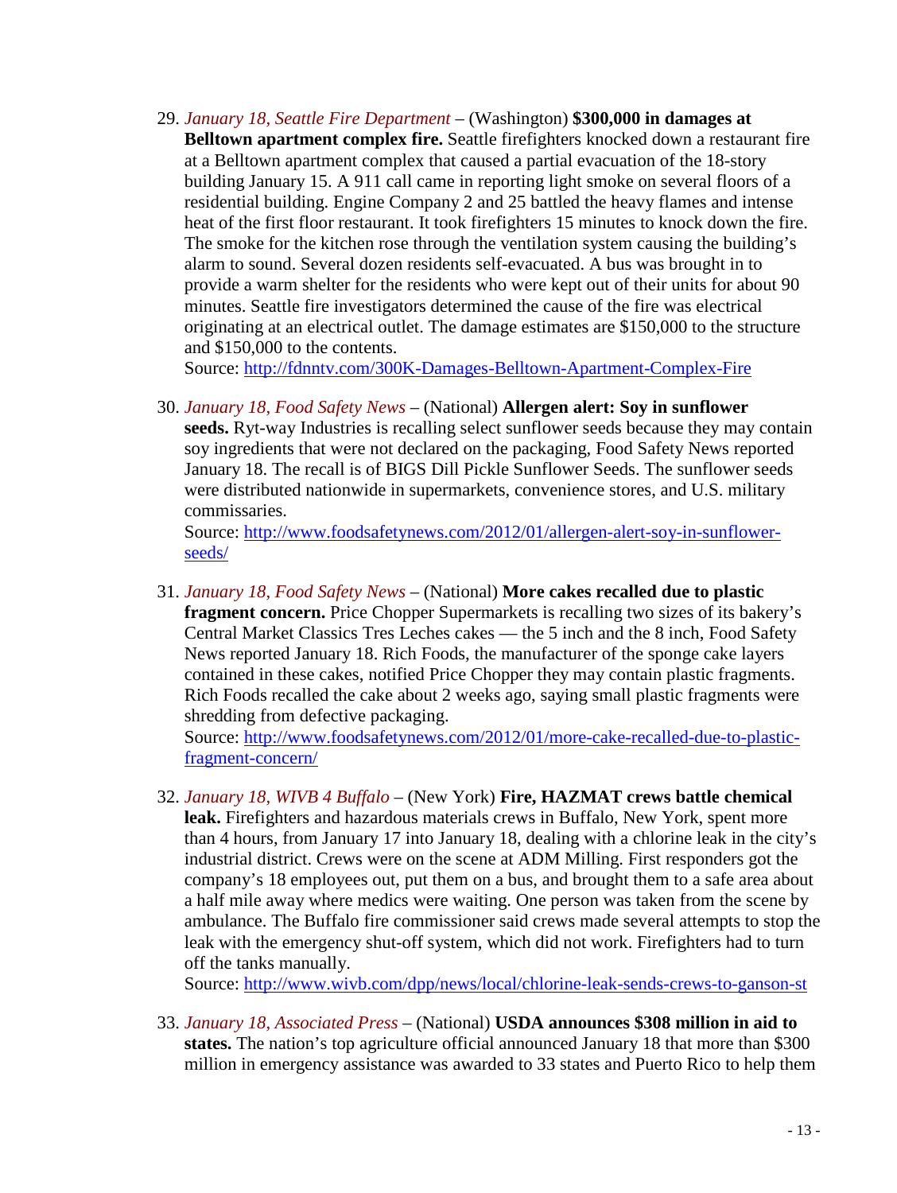29. *January 18, Seattle Fire Department* – (Washington) **$300,000 in damages at Belltown apartment complex fire.** Seattle firefighters knocked down a restaurant fire at a Belltown apartment complex that caused a partial evacuation of the 18-story building January 15. A 911 call came in reporting light smoke on several floors of a residential building. Engine Company 2 and 25 battled the heavy flames and intense heat of the first floor restaurant. It took firefighters 15 minutes to knock down the fire. The smoke for the kitchen rose through the ventilation system causing the building's alarm to sound. Several dozen residents self-evacuated. A bus was brought in to provide a warm shelter for the residents who were kept out of their units for about 90 minutes. Seattle fire investigators determined the cause of the fire was electrical originating at an electrical outlet. The damage estimates are $150,000 to the structure and $150,000 to the contents.
   Source: http://fdnntv.com/300K-Damages-Belltown-Apartment-Complex-Fire

30. *January 18, Food Safety News* – (National) **Allergen alert: Soy in sunflower seeds.** Ryt-way Industries is recalling select sunflower seeds because they may contain soy ingredients that were not declared on the packaging, Food Safety News reported January 18. The recall is of BIGS Dill Pickle Sunflower Seeds. The sunflower seeds were distributed nationwide in supermarkets, convenience stores, and U.S. military commissaries.
   Source: http://www.foodsafetynews.com/2012/01/allergen-alert-soy-in-sunflower-seeds/

31. *January 18, Food Safety News* – (National) **More cakes recalled due to plastic fragment concern.** Price Chopper Supermarkets is recalling two sizes of its bakery's Central Market Classics Tres Leches cakes — the 5 inch and the 8 inch, Food Safety News reported January 18. Rich Foods, the manufacturer of the sponge cake layers contained in these cakes, notified Price Chopper they may contain plastic fragments. Rich Foods recalled the cake about 2 weeks ago, saying small plastic fragments were shredding from defective packaging.
   Source: http://www.foodsafetynews.com/2012/01/more-cake-recalled-due-to-plastic-fragment-concern/

32. *January 18, WIVB 4 Buffalo* – (New York) **Fire, HAZMAT crews battle chemical leak.** Firefighters and hazardous materials crews in Buffalo, New York, spent more than 4 hours, from January 17 into January 18, dealing with a chlorine leak in the city's industrial district. Crews were on the scene at ADM Milling. First responders got the company's 18 employees out, put them on a bus, and brought them to a safe area about a half mile away where medics were waiting. One person was taken from the scene by ambulance. The Buffalo fire commissioner said crews made several attempts to stop the leak with the emergency shut-off system, which did not work. Firefighters had to turn off the tanks manually.
   Source: http://www.wivb.com/dpp/news/local/chlorine-leak-sends-crews-to-ganson-st

33. *January 18, Associated Press* – (National) **USDA announces $308 million in aid to states.** The nation's top agriculture official announced January 18 that more than $300 million in emergency assistance was awarded to 33 states and Puerto Rico to help them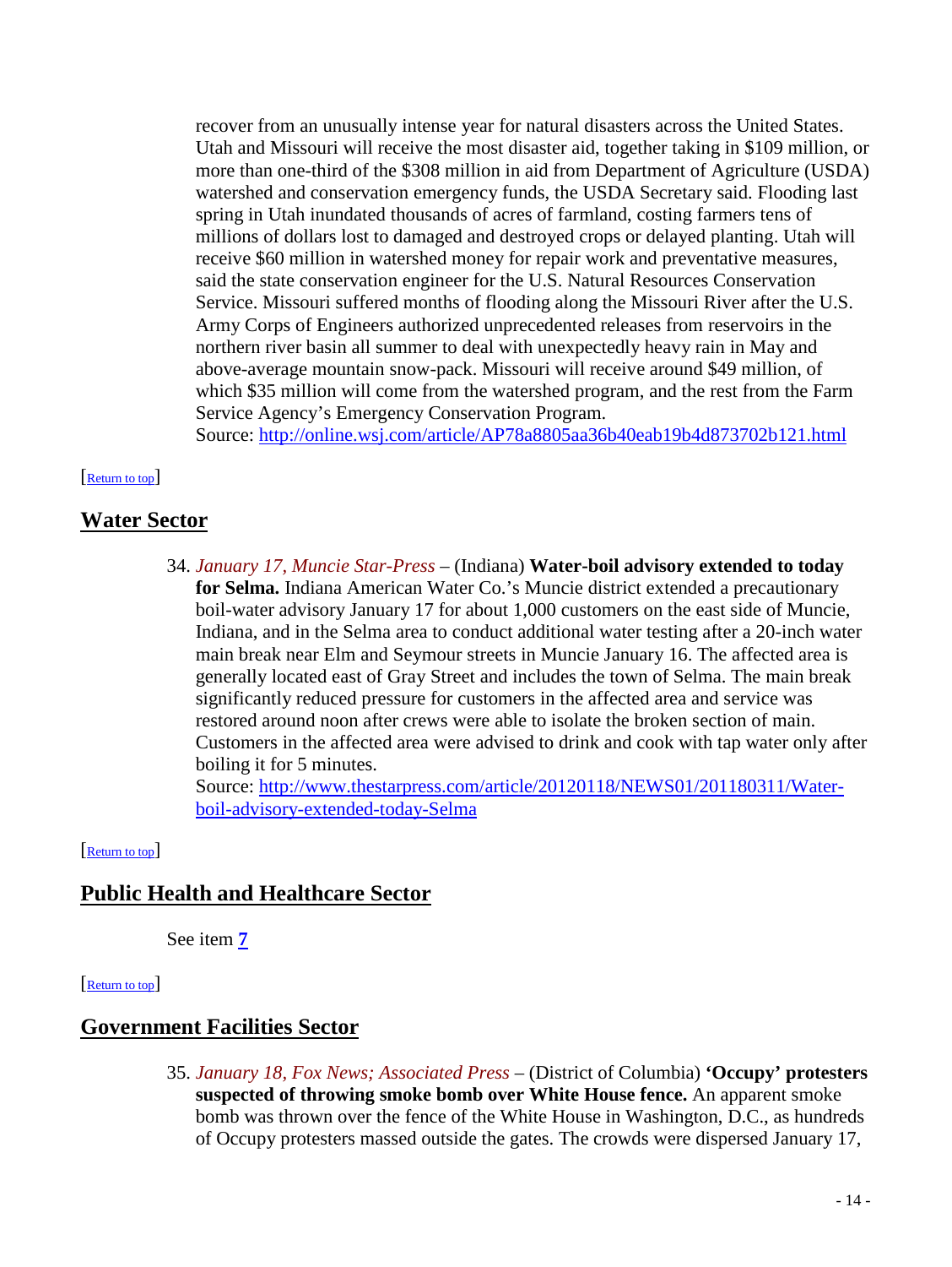recover from an unusually intense year for natural disasters across the United States. Utah and Missouri will receive the most disaster aid, together taking in $109 million, or more than one-third of the $308 million in aid from Department of Agriculture (USDA) watershed and conservation emergency funds, the USDA Secretary said. Flooding last spring in Utah inundated thousands of acres of farmland, costing farmers tens of millions of dollars lost to damaged and destroyed crops or delayed planting. Utah will receive $60 million in watershed money for repair work and preventative measures, said the state conservation engineer for the U.S. Natural Resources Conservation Service. Missouri suffered months of flooding along the Missouri River after the U.S. Army Corps of Engineers authorized unprecedented releases from reservoirs in the northern river basin all summer to deal with unexpectedly heavy rain in May and above-average mountain snow-pack. Missouri will receive around $49 million, of which $35 million will come from the watershed program, and the rest from the Farm Service Agency's Emergency Conservation Program.
Source: http://online.wsj.com/article/AP78a8805aa36b40eab19b4d873702b121.html

[Return to top]

## Water Sector

34. *January 17, Muncie Star-Press* – (Indiana) **Water-boil advisory extended to today for Selma.** Indiana American Water Co.'s Muncie district extended a precautionary boil-water advisory January 17 for about 1,000 customers on the east side of Muncie, Indiana, and in the Selma area to conduct additional water testing after a 20-inch water main break near Elm and Seymour streets in Muncie January 16. The affected area is generally located east of Gray Street and includes the town of Selma. The main break significantly reduced pressure for customers in the affected area and service was restored around noon after crews were able to isolate the broken section of main. Customers in the affected area were advised to drink and cook with tap water only after boiling it for 5 minutes.
Source: http://www.thestarpress.com/article/20120118/NEWS01/201180311/Water-boil-advisory-extended-today-Selma

[Return to top]

## Public Health and Healthcare Sector

See item **7**

[Return to top]

## Government Facilities Sector

35. *January 18, Fox News; Associated Press* – (District of Columbia) **'Occupy' protesters suspected of throwing smoke bomb over White House fence.** An apparent smoke bomb was thrown over the fence of the White House in Washington, D.C., as hundreds of Occupy protesters massed outside the gates. The crowds were dispersed January 17,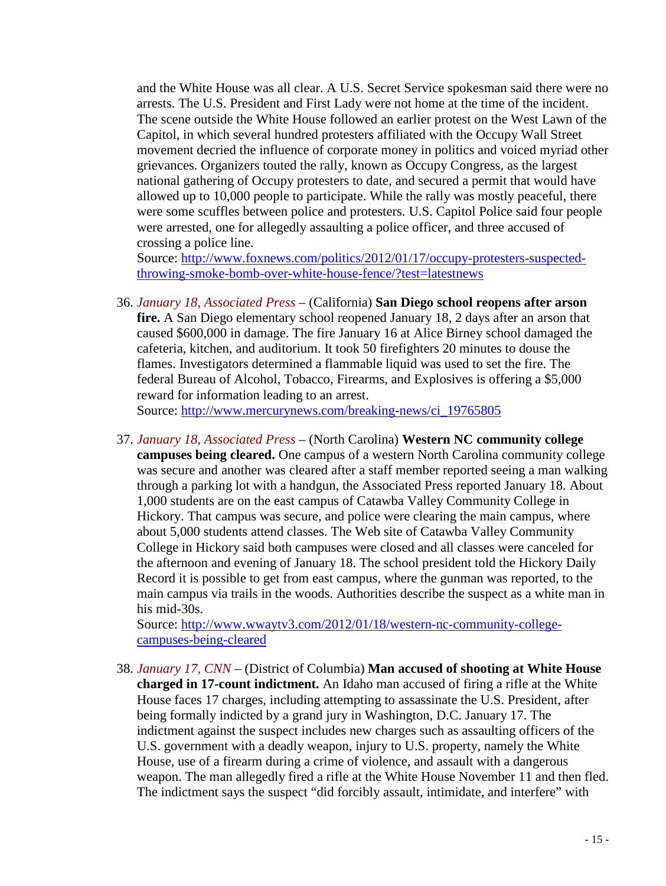and the White House was all clear. A U.S. Secret Service spokesman said there were no arrests. The U.S. President and First Lady were not home at the time of the incident. The scene outside the White House followed an earlier protest on the West Lawn of the Capitol, in which several hundred protesters affiliated with the Occupy Wall Street movement decried the influence of corporate money in politics and voiced myriad other grievances. Organizers touted the rally, known as Occupy Congress, as the largest national gathering of Occupy protesters to date, and secured a permit that would have allowed up to 10,000 people to participate. While the rally was mostly peaceful, there were some scuffles between police and protesters. U.S. Capitol Police said four people were arrested, one for allegedly assaulting a police officer, and three accused of crossing a police line.
Source: [http://www.foxnews.com/politics/2012/01/17/occupy-protesters-suspected-throwing-smoke-bomb-over-white-house-fence/?test=latestnews](http://www.foxnews.com/politics/2012/01/17/occupy-protesters-suspected-throwing-smoke-bomb-over-white-house-fence/?test=latestnews)

36. *January 18, Associated Press* – (California) **San Diego school reopens after arson fire.** A San Diego elementary school reopened January 18, 2 days after an arson that caused $600,000 in damage. The fire January 16 at Alice Birney school damaged the cafeteria, kitchen, and auditorium. It took 50 firefighters 20 minutes to douse the flames. Investigators determined a flammable liquid was used to set the fire. The federal Bureau of Alcohol, Tobacco, Firearms, and Explosives is offering a $5,000 reward for information leading to an arrest.
Source: [http://www.mercurynews.com/breaking-news/ci_19765805](http://www.mercurynews.com/breaking-news/ci_19765805)

37. *January 18, Associated Press* – (North Carolina) **Western NC community college campuses being cleared.** One campus of a western North Carolina community college was secure and another was cleared after a staff member reported seeing a man walking through a parking lot with a handgun, the Associated Press reported January 18. About 1,000 students are on the east campus of Catawba Valley Community College in Hickory. That campus was secure, and police were clearing the main campus, where about 5,000 students attend classes. The Web site of Catawba Valley Community College in Hickory said both campuses were closed and all classes were canceled for the afternoon and evening of January 18. The school president told the Hickory Daily Record it is possible to get from east campus, where the gunman was reported, to the main campus via trails in the woods. Authorities describe the suspect as a white man in his mid-30s.
Source: [http://www.wwaytv3.com/2012/01/18/western-nc-community-college-campuses-being-cleared](http://www.wwaytv3.com/2012/01/18/western-nc-community-college-campuses-being-cleared)

38. *January 17, CNN* – (District of Columbia) **Man accused of shooting at White House charged in 17-count indictment.** An Idaho man accused of firing a rifle at the White House faces 17 charges, including attempting to assassinate the U.S. President, after being formally indicted by a grand jury in Washington, D.C. January 17. The indictment against the suspect includes new charges such as assaulting officers of the U.S. government with a deadly weapon, injury to U.S. property, namely the White House, use of a firearm during a crime of violence, and assault with a dangerous weapon. The man allegedly fired a rifle at the White House November 11 and then fled. The indictment says the suspect "did forcibly assault, intimidate, and interfere" with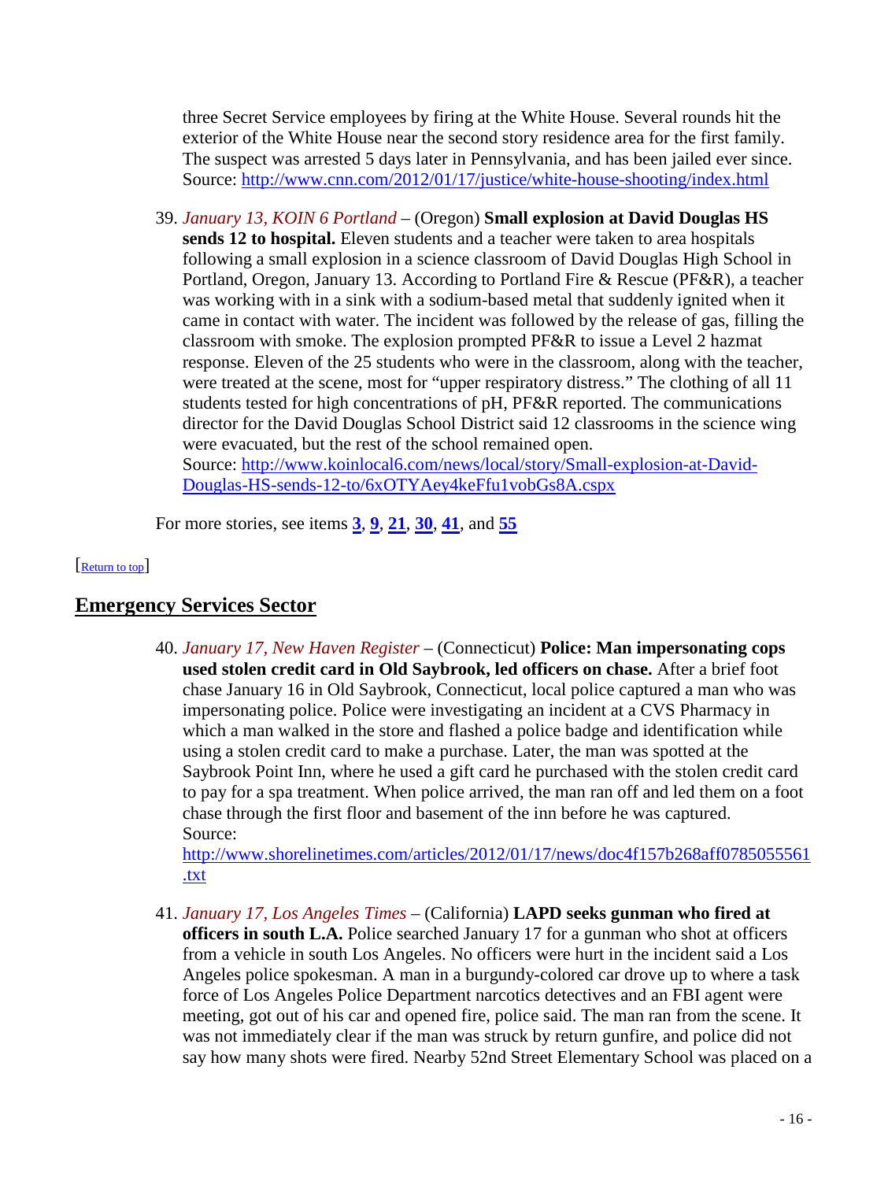three Secret Service employees by firing at the White House. Several rounds hit the exterior of the White House near the second story residence area for the first family. The suspect was arrested 5 days later in Pennsylvania, and has been jailed ever since. Source: http://www.cnn.com/2012/01/17/justice/white-house-shooting/index.html

39. *January 13, KOIN 6 Portland* – (Oregon) **Small explosion at David Douglas HS sends 12 to hospital.** Eleven students and a teacher were taken to area hospitals following a small explosion in a science classroom of David Douglas High School in Portland, Oregon, January 13. According to Portland Fire & Rescue (PF&R), a teacher was working with in a sink with a sodium-based metal that suddenly ignited when it came in contact with water. The incident was followed by the release of gas, filling the classroom with smoke. The explosion prompted PF&R to issue a Level 2 hazmat response. Eleven of the 25 students who were in the classroom, along with the teacher, were treated at the scene, most for "upper respiratory distress." The clothing of all 11 students tested for high concentrations of pH, PF&R reported. The communications director for the David Douglas School District said 12 classrooms in the science wing were evacuated, but the rest of the school remained open.
Source: http://www.koinlocal6.com/news/local/story/Small-explosion-at-David-Douglas-HS-sends-12-to/6xOTYAey4keFfu1vobGs8A.cspx

For more stories, see items **3**, **9**, **21**, **30**, **41**, and **55**

[Return to top]

## Emergency Services Sector

40. *January 17, New Haven Register* – (Connecticut) **Police: Man impersonating cops used stolen credit card in Old Saybrook, led officers on chase.** After a brief foot chase January 16 in Old Saybrook, Connecticut, local police captured a man who was impersonating police. Police were investigating an incident at a CVS Pharmacy in which a man walked in the store and flashed a police badge and identification while using a stolen credit card to make a purchase. Later, the man was spotted at the Saybrook Point Inn, where he used a gift card he purchased with the stolen credit card to pay for a spa treatment. When police arrived, the man ran off and led them on a foot chase through the first floor and basement of the inn before he was captured.
Source:
http://www.shorelinetimes.com/articles/2012/01/17/news/doc4f157b268aff0785055561.txt

41. *January 17, Los Angeles Times* – (California) **LAPD seeks gunman who fired at officers in south L.A.** Police searched January 17 for a gunman who shot at officers from a vehicle in south Los Angeles. No officers were hurt in the incident said a Los Angeles police spokesman. A man in a burgundy-colored car drove up to where a task force of Los Angeles Police Department narcotics detectives and an FBI agent were meeting, got out of his car and opened fire, police said. The man ran from the scene. It was not immediately clear if the man was struck by return gunfire, and police did not say how many shots were fired. Nearby 52nd Street Elementary School was placed on a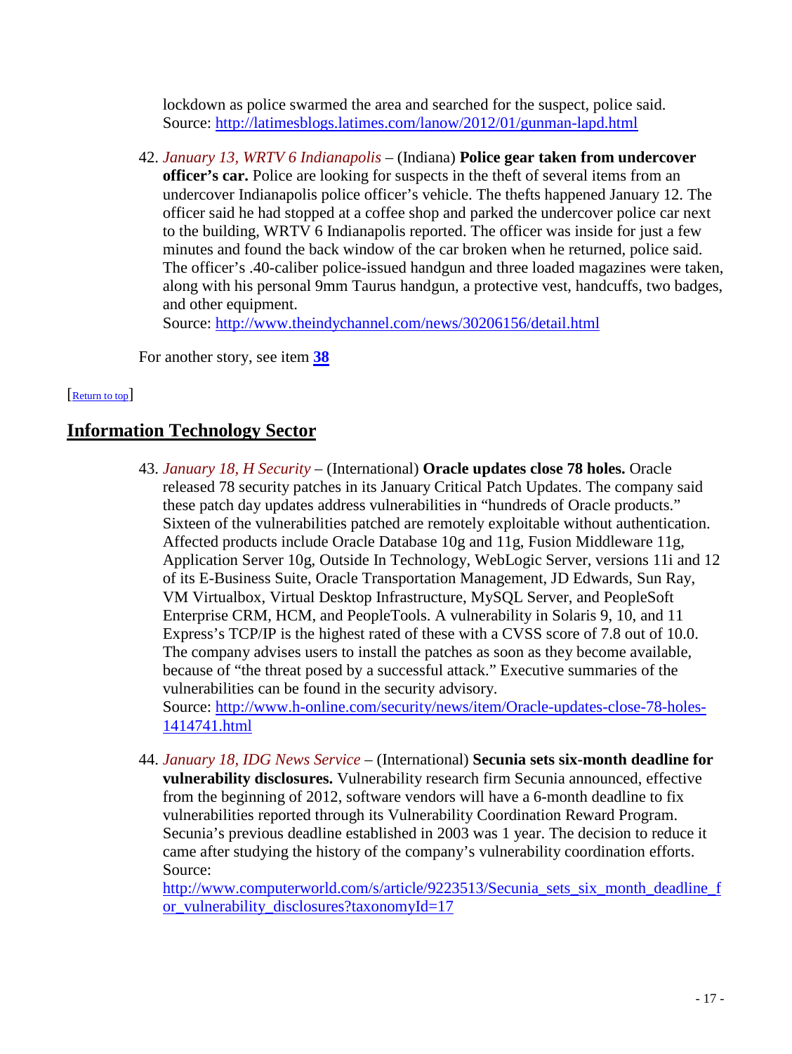lockdown as police swarmed the area and searched for the suspect, police said.
Source: http://latimesblogs.latimes.com/lanow/2012/01/gunman-lapd.html

42. *January 13, WRTV 6 Indianapolis* – (Indiana) **Police gear taken from undercover officer's car.** Police are looking for suspects in the theft of several items from an undercover Indianapolis police officer's vehicle. The thefts happened January 12. The officer said he had stopped at a coffee shop and parked the undercover police car next to the building, WRTV 6 Indianapolis reported. The officer was inside for just a few minutes and found the back window of the car broken when he returned, police said. The officer's .40-caliber police-issued handgun and three loaded magazines were taken, along with his personal 9mm Taurus handgun, a protective vest, handcuffs, two badges, and other equipment.
Source: http://www.theindychannel.com/news/30206156/detail.html

For another story, see item **38**

[Return to top]

## Information Technology Sector

43. *January 18, H Security* – (International) **Oracle updates close 78 holes.** Oracle released 78 security patches in its January Critical Patch Updates. The company said these patch day updates address vulnerabilities in "hundreds of Oracle products." Sixteen of the vulnerabilities patched are remotely exploitable without authentication. Affected products include Oracle Database 10g and 11g, Fusion Middleware 11g, Application Server 10g, Outside In Technology, WebLogic Server, versions 11i and 12 of its E-Business Suite, Oracle Transportation Management, JD Edwards, Sun Ray, VM Virtualbox, Virtual Desktop Infrastructure, MySQL Server, and PeopleSoft Enterprise CRM, HCM, and PeopleTools. A vulnerability in Solaris 9, 10, and 11 Express's TCP/IP is the highest rated of these with a CVSS score of 7.8 out of 10.0. The company advises users to install the patches as soon as they become available, because of "the threat posed by a successful attack." Executive summaries of the vulnerabilities can be found in the security advisory.
Source: http://www.h-online.com/security/news/item/Oracle-updates-close-78-holes-1414741.html

44. *January 18, IDG News Service* – (International) **Secunia sets six-month deadline for vulnerability disclosures.** Vulnerability research firm Secunia announced, effective from the beginning of 2012, software vendors will have a 6-month deadline to fix vulnerabilities reported through its Vulnerability Coordination Reward Program. Secunia's previous deadline established in 2003 was 1 year. The decision to reduce it came after studying the history of the company's vulnerability coordination efforts.
Source:
http://www.computerworld.com/s/article/9223513/Secunia_sets_six_month_deadline_for_vulnerability_disclosures?taxonomyId=17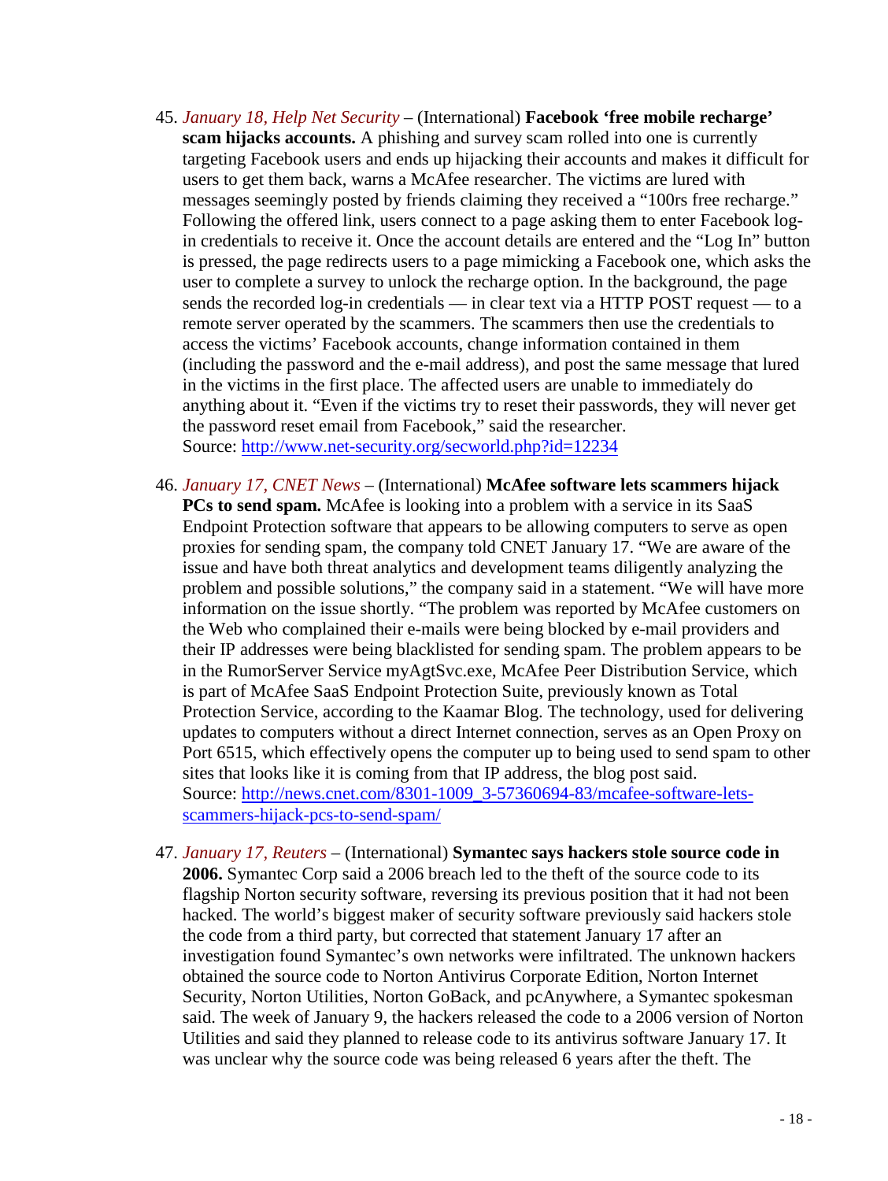45. *January 18, Help Net Security* – (International) **Facebook 'free mobile recharge' scam hijacks accounts.** A phishing and survey scam rolled into one is currently targeting Facebook users and ends up hijacking their accounts and makes it difficult for users to get them back, warns a McAfee researcher. The victims are lured with messages seemingly posted by friends claiming they received a "100rs free recharge." Following the offered link, users connect to a page asking them to enter Facebook log-in credentials to receive it. Once the account details are entered and the "Log In" button is pressed, the page redirects users to a page mimicking a Facebook one, which asks the user to complete a survey to unlock the recharge option. In the background, the page sends the recorded log-in credentials — in clear text via a HTTP POST request — to a remote server operated by the scammers. The scammers then use the credentials to access the victims' Facebook accounts, change information contained in them (including the password and the e-mail address), and post the same message that lured in the victims in the first place. The affected users are unable to immediately do anything about it. "Even if the victims try to reset their passwords, they will never get the password reset email from Facebook," said the researcher.
Source: [http://www.net-security.org/secworld.php?id=12234](http://www.net-security.org/secworld.php?id=12234)

46. *January 17, CNET News* – (International) **McAfee software lets scammers hijack PCs to send spam.** McAfee is looking into a problem with a service in its SaaS Endpoint Protection software that appears to be allowing computers to serve as open proxies for sending spam, the company told CNET January 17. "We are aware of the issue and have both threat analytics and development teams diligently analyzing the problem and possible solutions," the company said in a statement. "We will have more information on the issue shortly. "The problem was reported by McAfee customers on the Web who complained their e-mails were being blocked by e-mail providers and their IP addresses were being blacklisted for sending spam. The problem appears to be in the RumorServer Service myAgtSvc.exe, McAfee Peer Distribution Service, which is part of McAfee SaaS Endpoint Protection Suite, previously known as Total Protection Service, according to the Kaamar Blog. The technology, used for delivering updates to computers without a direct Internet connection, serves as an Open Proxy on Port 6515, which effectively opens the computer up to being used to send spam to other sites that looks like it is coming from that IP address, the blog post said.
Source: [http://news.cnet.com/8301-1009_3-57360694-83/mcafee-software-lets-scammers-hijack-pcs-to-send-spam/](http://news.cnet.com/8301-1009_3-57360694-83/mcafee-software-lets-scammers-hijack-pcs-to-send-spam/)

47. *January 17, Reuters* – (International) **Symantec says hackers stole source code in 2006.** Symantec Corp said a 2006 breach led to the theft of the source code to its flagship Norton security software, reversing its previous position that it had not been hacked. The world's biggest maker of security software previously said hackers stole the code from a third party, but corrected that statement January 17 after an investigation found Symantec's own networks were infiltrated. The unknown hackers obtained the source code to Norton Antivirus Corporate Edition, Norton Internet Security, Norton Utilities, Norton GoBack, and pcAnywhere, a Symantec spokesman said. The week of January 9, the hackers released the code to a 2006 version of Norton Utilities and said they planned to release code to its antivirus software January 17. It was unclear why the source code was being released 6 years after the theft. The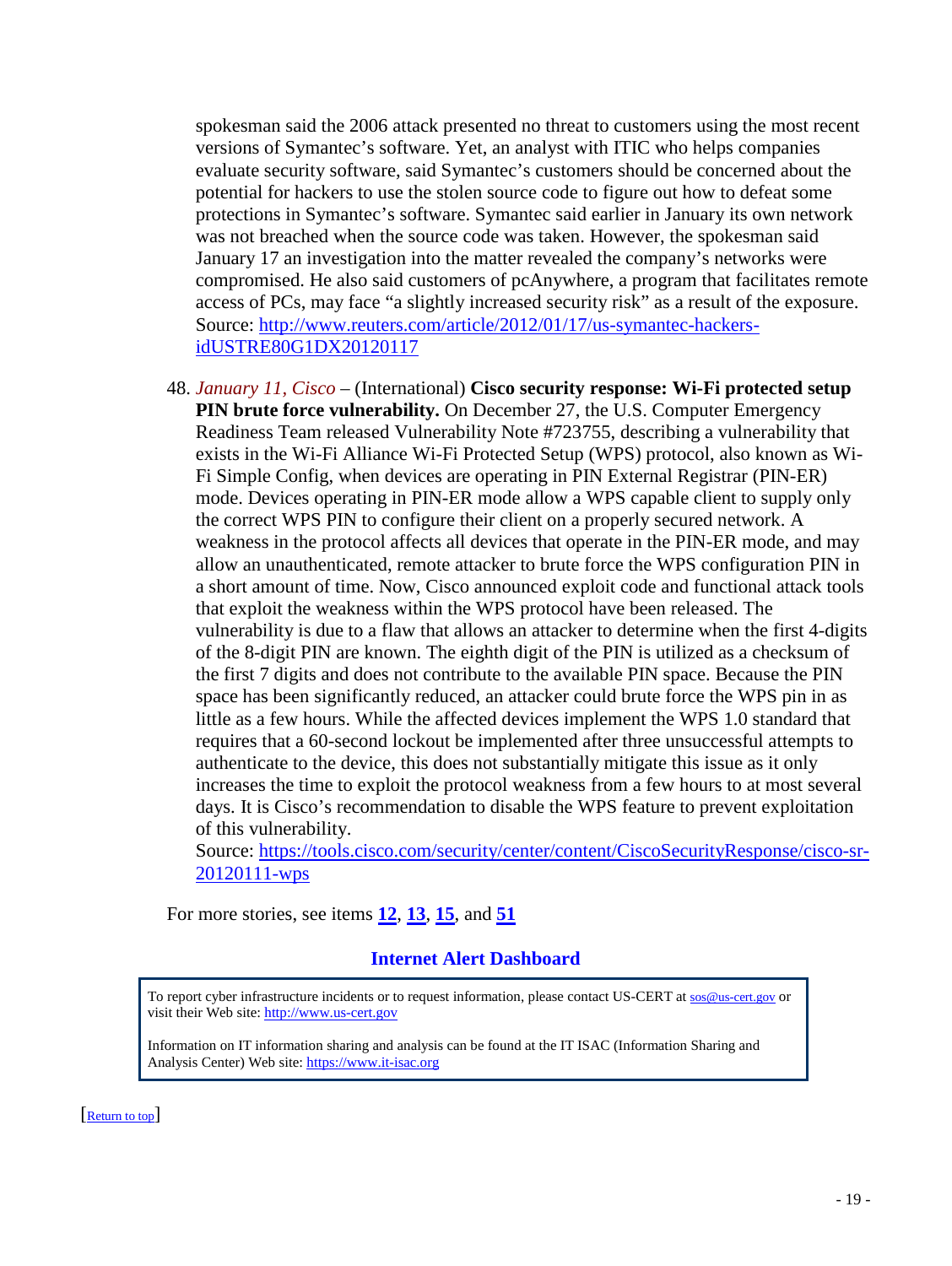spokesman said the 2006 attack presented no threat to customers using the most recent versions of Symantec's software. Yet, an analyst with ITIC who helps companies evaluate security software, said Symantec's customers should be concerned about the potential for hackers to use the stolen source code to figure out how to defeat some protections in Symantec's software. Symantec said earlier in January its own network was not breached when the source code was taken. However, the spokesman said January 17 an investigation into the matter revealed the company's networks were compromised. He also said customers of pcAnywhere, a program that facilitates remote access of PCs, may face "a slightly increased security risk" as a result of the exposure.
Source: [http://www.reuters.com/article/2012/01/17/us-symantec-hackers-idUSTRE80G1DX20120117](http://www.reuters.com/article/2012/01/17/us-symantec-hackers-idUSTRE80G1DX20120117)

48. *January 11, Cisco* – (International) **Cisco security response: Wi-Fi protected setup PIN brute force vulnerability.** On December 27, the U.S. Computer Emergency Readiness Team released Vulnerability Note #723755, describing a vulnerability that exists in the Wi-Fi Alliance Wi-Fi Protected Setup (WPS) protocol, also known as Wi-Fi Simple Config, when devices are operating in PIN External Registrar (PIN-ER) mode. Devices operating in PIN-ER mode allow a WPS capable client to supply only the correct WPS PIN to configure their client on a properly secured network. A weakness in the protocol affects all devices that operate in the PIN-ER mode, and may allow an unauthenticated, remote attacker to brute force the WPS configuration PIN in a short amount of time. Now, Cisco announced exploit code and functional attack tools that exploit the weakness within the WPS protocol have been released. The vulnerability is due to a flaw that allows an attacker to determine when the first 4-digits of the 8-digit PIN are known. The eighth digit of the PIN is utilized as a checksum of the first 7 digits and does not contribute to the available PIN space. Because the PIN space has been significantly reduced, an attacker could brute force the WPS pin in as little as a few hours. While the affected devices implement the WPS 1.0 standard that requires that a 60-second lockout be implemented after three unsuccessful attempts to authenticate to the device, this does not substantially mitigate this issue as it only increases the time to exploit the protocol weakness from a few hours to at most several days. It is Cisco's recommendation to disable the WPS feature to prevent exploitation of this vulnerability.
Source: [https://tools.cisco.com/security/center/content/CiscoSecurityResponse/cisco-sr-20120111-wps](https://tools.cisco.com/security/center/content/CiscoSecurityResponse/cisco-sr-20120111-wps)

For more stories, see items **12**, **13**, **15**, and **51**

## Internet Alert Dashboard

To report cyber infrastructure incidents or to request information, please contact US-CERT at [sos@us-cert.gov](mailto:sos@us-cert.gov) or visit their Web site: [http://www.us-cert.gov](http://www.us-cert.gov)

Information on IT information sharing and analysis can be found at the IT ISAC (Information Sharing and Analysis Center) Web site: [https://www.it-isac.org](https://www.it-isac.org)

[Return to top]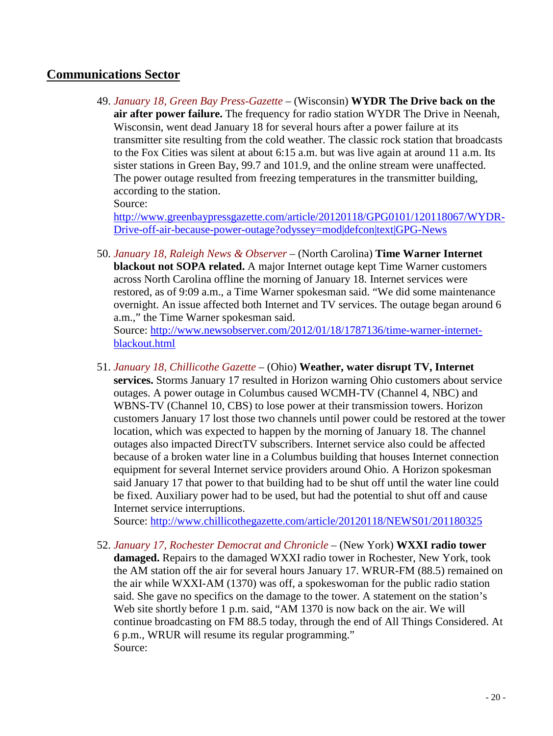## Communications Sector

49. *January 18, Green Bay Press-Gazette* – (Wisconsin) **WYDR The Drive back on the air after power failure.** The frequency for radio station WYDR The Drive in Neenah, Wisconsin, went dead January 18 for several hours after a power failure at its transmitter site resulting from the cold weather. The classic rock station that broadcasts to the Fox Cities was silent at about 6:15 a.m. but was live again at around 11 a.m. Its sister stations in Green Bay, 99.7 and 101.9, and the online stream were unaffected. The power outage resulted from freezing temperatures in the transmitter building, according to the station.
Source:
http://www.greenbaypressgazette.com/article/20120118/GPG0101/120118067/WYDR-Drive-off-air-because-power-outage?odyssey=mod|defcon|text|GPG-News

50. *January 18, Raleigh News & Observer* – (North Carolina) **Time Warner Internet blackout not SOPA related.** A major Internet outage kept Time Warner customers across North Carolina offline the morning of January 18. Internet services were restored, as of 9:09 a.m., a Time Warner spokesman said. "We did some maintenance overnight. An issue affected both Internet and TV services. The outage began around 6 a.m.," the Time Warner spokesman said.
Source: http://www.newsobserver.com/2012/01/18/1787136/time-warner-internet-blackout.html

51. *January 18, Chillicothe Gazette* – (Ohio) **Weather, water disrupt TV, Internet services.** Storms January 17 resulted in Horizon warning Ohio customers about service outages. A power outage in Columbus caused WCMH-TV (Channel 4, NBC) and WBNS-TV (Channel 10, CBS) to lose power at their transmission towers. Horizon customers January 17 lost those two channels until power could be restored at the tower location, which was expected to happen by the morning of January 18. The channel outages also impacted DirectTV subscribers. Internet service also could be affected because of a broken water line in a Columbus building that houses Internet connection equipment for several Internet service providers around Ohio. A Horizon spokesman said January 17 that power to that building had to be shut off until the water line could be fixed. Auxiliary power had to be used, but had the potential to shut off and cause Internet service interruptions.
Source: http://www.chillicothegazette.com/article/20120118/NEWS01/201180325

52. *January 17, Rochester Democrat and Chronicle* – (New York) **WXXI radio tower damaged.** Repairs to the damaged WXXI radio tower in Rochester, New York, took the AM station off the air for several hours January 17. WRUR-FM (88.5) remained on the air while WXXI-AM (1370) was off, a spokeswoman for the public radio station said. She gave no specifics on the damage to the tower. A statement on the station's Web site shortly before 1 p.m. said, "AM 1370 is now back on the air. We will continue broadcasting on FM 88.5 today, through the end of All Things Considered. At 6 p.m., WRUR will resume its regular programming."
Source: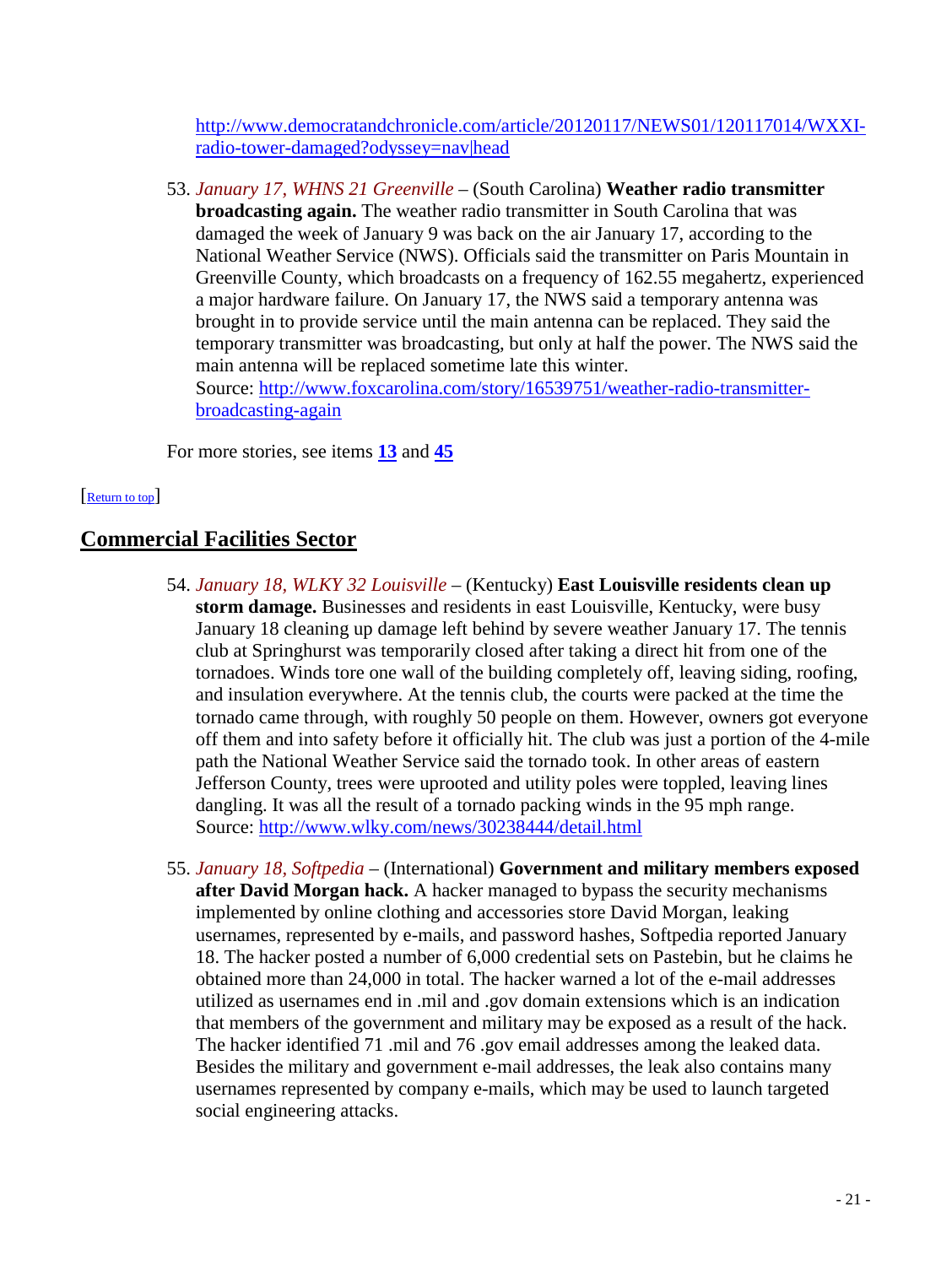http://www.democratandchronicle.com/article/20120117/NEWS01/120117014/WXXI-radio-tower-damaged?odyssey=nav|head

53. *January 17, WHNS 21 Greenville* – (South Carolina) **Weather radio transmitter broadcasting again.** The weather radio transmitter in South Carolina that was damaged the week of January 9 was back on the air January 17, according to the National Weather Service (NWS). Officials said the transmitter on Paris Mountain in Greenville County, which broadcasts on a frequency of 162.55 megahertz, experienced a major hardware failure. On January 17, the NWS said a temporary antenna was brought in to provide service until the main antenna can be replaced. They said the temporary transmitter was broadcasting, but only at half the power. The NWS said the main antenna will be replaced sometime late this winter.
Source: http://www.foxcarolina.com/story/16539751/weather-radio-transmitter-broadcasting-again

For more stories, see items **13** and **45**

[Return to top]

## Commercial Facilities Sector

54. *January 18, WLKY 32 Louisville* – (Kentucky) **East Louisville residents clean up storm damage.** Businesses and residents in east Louisville, Kentucky, were busy January 18 cleaning up damage left behind by severe weather January 17. The tennis club at Springhurst was temporarily closed after taking a direct hit from one of the tornadoes. Winds tore one wall of the building completely off, leaving siding, roofing, and insulation everywhere. At the tennis club, the courts were packed at the time the tornado came through, with roughly 50 people on them. However, owners got everyone off them and into safety before it officially hit. The club was just a portion of the 4-mile path the National Weather Service said the tornado took. In other areas of eastern Jefferson County, trees were uprooted and utility poles were toppled, leaving lines dangling. It was all the result of a tornado packing winds in the 95 mph range.
Source: http://www.wlky.com/news/30238444/detail.html

55. *January 18, Softpedia* – (International) **Government and military members exposed after David Morgan hack.** A hacker managed to bypass the security mechanisms implemented by online clothing and accessories store David Morgan, leaking usernames, represented by e-mails, and password hashes, Softpedia reported January 18. The hacker posted a number of 6,000 credential sets on Pastebin, but he claims he obtained more than 24,000 in total. The hacker warned a lot of the e-mail addresses utilized as usernames end in .mil and .gov domain extensions which is an indication that members of the government and military may be exposed as a result of the hack. The hacker identified 71 .mil and 76 .gov email addresses among the leaked data. Besides the military and government e-mail addresses, the leak also contains many usernames represented by company e-mails, which may be used to launch targeted social engineering attacks.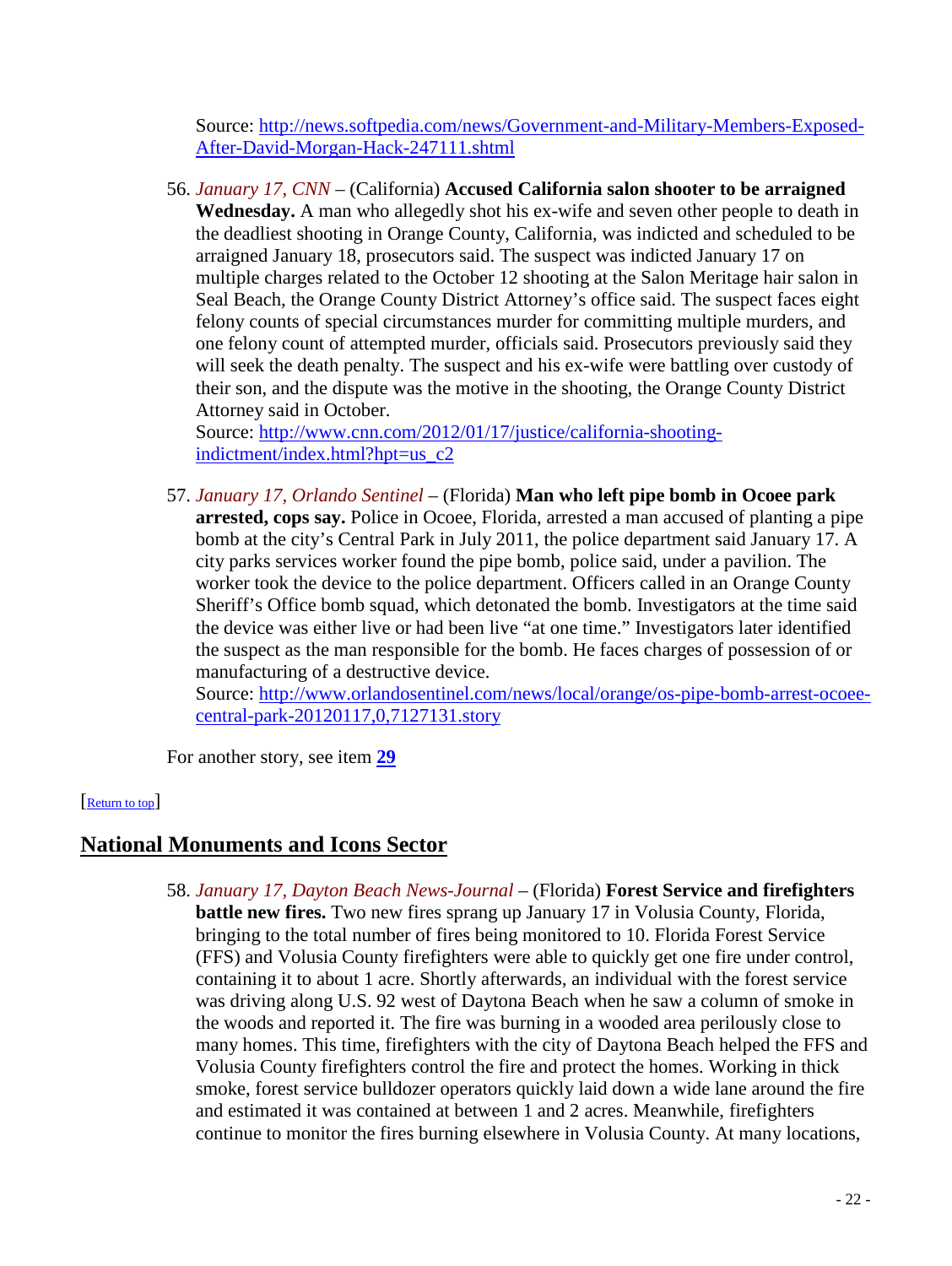Source: [http://news.softpedia.com/news/Government-and-Military-Members-Exposed-After-David-Morgan-Hack-247111.shtml](http://news.softpedia.com/news/Government-and-Military-Members-Exposed-After-David-Morgan-Hack-247111.shtml)

56. *January 17, CNN* – (California) **Accused California salon shooter to be arraigned Wednesday.** A man who allegedly shot his ex-wife and seven other people to death in the deadliest shooting in Orange County, California, was indicted and scheduled to be arraigned January 18, prosecutors said. The suspect was indicted January 17 on multiple charges related to the October 12 shooting at the Salon Meritage hair salon in Seal Beach, the Orange County District Attorney's office said. The suspect faces eight felony counts of special circumstances murder for committing multiple murders, and one felony count of attempted murder, officials said. Prosecutors previously said they will seek the death penalty. The suspect and his ex-wife were battling over custody of their son, and the dispute was the motive in the shooting, the Orange County District Attorney said in October.
Source: [http://www.cnn.com/2012/01/17/justice/california-shooting-indictment/index.html?hpt=us_c2](http://www.cnn.com/2012/01/17/justice/california-shooting-indictment/index.html?hpt=us_c2)

57. *January 17, Orlando Sentinel* – (Florida) **Man who left pipe bomb in Ocoee park arrested, cops say.** Police in Ocoee, Florida, arrested a man accused of planting a pipe bomb at the city's Central Park in July 2011, the police department said January 17. A city parks services worker found the pipe bomb, police said, under a pavilion. The worker took the device to the police department. Officers called in an Orange County Sheriff's Office bomb squad, which detonated the bomb. Investigators at the time said the device was either live or had been live "at one time." Investigators later identified the suspect as the man responsible for the bomb. He faces charges of possession of or manufacturing of a destructive device.
Source: [http://www.orlandosentinel.com/news/local/orange/os-pipe-bomb-arrest-ocoee-central-park-20120117,0,7127131.story](http://www.orlandosentinel.com/news/local/orange/os-pipe-bomb-arrest-ocoee-central-park-20120117,0,7127131.story)

For another story, see item **29**

[Return to top]

## National Monuments and Icons Sector

58. *January 17, Dayton Beach News-Journal* – (Florida) **Forest Service and firefighters battle new fires.** Two new fires sprang up January 17 in Volusia County, Florida, bringing to the total number of fires being monitored to 10. Florida Forest Service (FFS) and Volusia County firefighters were able to quickly get one fire under control, containing it to about 1 acre. Shortly afterwards, an individual with the forest service was driving along U.S. 92 west of Daytona Beach when he saw a column of smoke in the woods and reported it. The fire was burning in a wooded area perilously close to many homes. This time, firefighters with the city of Daytona Beach helped the FFS and Volusia County firefighters control the fire and protect the homes. Working in thick smoke, forest service bulldozer operators quickly laid down a wide lane around the fire and estimated it was contained at between 1 and 2 acres. Meanwhile, firefighters continue to monitor the fires burning elsewhere in Volusia County. At many locations,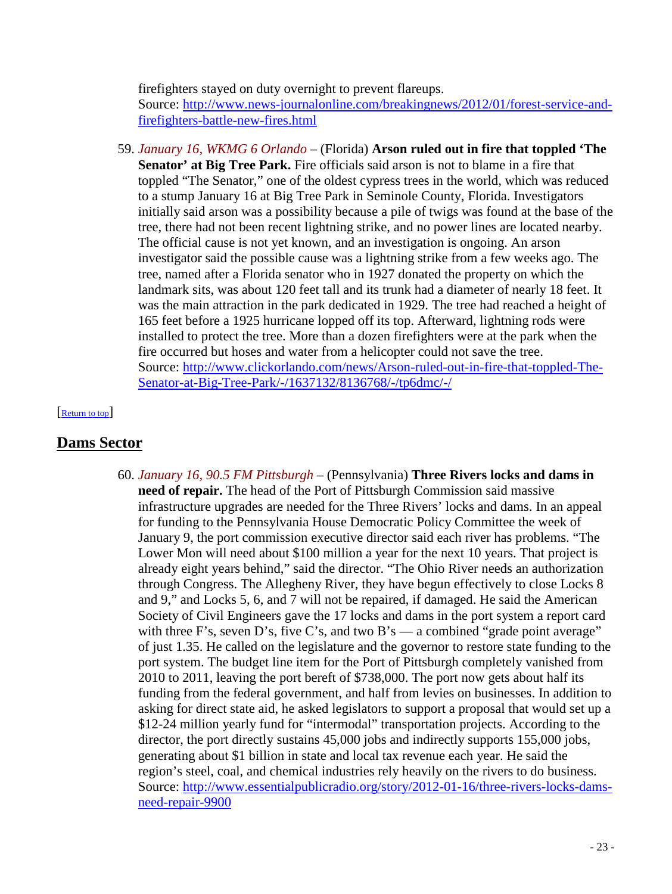firefighters stayed on duty overnight to prevent flareups.
Source: [http://www.news-journalonline.com/breakingnews/2012/01/forest-service-and-firefighters-battle-new-fires.html](http://www.news-journalonline.com/breakingnews/2012/01/forest-service-and-firefighters-battle-new-fires.html)

59. *January 16, WKMG 6 Orlando* – (Florida) **Arson ruled out in fire that toppled 'The Senator' at Big Tree Park.** Fire officials said arson is not to blame in a fire that toppled "The Senator," one of the oldest cypress trees in the world, which was reduced to a stump January 16 at Big Tree Park in Seminole County, Florida. Investigators initially said arson was a possibility because a pile of twigs was found at the base of the tree, there had not been recent lightning strike, and no power lines are located nearby. The official cause is not yet known, and an investigation is ongoing. An arson investigator said the possible cause was a lightning strike from a few weeks ago. The tree, named after a Florida senator who in 1927 donated the property on which the landmark sits, was about 120 feet tall and its trunk had a diameter of nearly 18 feet. It was the main attraction in the park dedicated in 1929. The tree had reached a height of 165 feet before a 1925 hurricane lopped off its top. Afterward, lightning rods were installed to protect the tree. More than a dozen firefighters were at the park when the fire occurred but hoses and water from a helicopter could not save the tree.
Source: [http://www.clickorlando.com/news/Arson-ruled-out-in-fire-that-toppled-The-Senator-at-Big-Tree-Park/-/1637132/8136768/-/tp6dmc/-/](http://www.clickorlando.com/news/Arson-ruled-out-in-fire-that-toppled-The-Senator-at-Big-Tree-Park/-/1637132/8136768/-/tp6dmc/-/)

[Return to top]

## Dams Sector

60. *January 16, 90.5 FM Pittsburgh* – (Pennsylvania) **Three Rivers locks and dams in need of repair.** The head of the Port of Pittsburgh Commission said massive infrastructure upgrades are needed for the Three Rivers' locks and dams. In an appeal for funding to the Pennsylvania House Democratic Policy Committee the week of January 9, the port commission executive director said each river has problems. "The Lower Mon will need about $100 million a year for the next 10 years. That project is already eight years behind," said the director. "The Ohio River needs an authorization through Congress. The Allegheny River, they have begun effectively to close Locks 8 and 9," and Locks 5, 6, and 7 will not be repaired, if damaged. He said the American Society of Civil Engineers gave the 17 locks and dams in the port system a report card with three F's, seven D's, five C's, and two B's — a combined "grade point average" of just 1.35. He called on the legislature and the governor to restore state funding to the port system. The budget line item for the Port of Pittsburgh completely vanished from 2010 to 2011, leaving the port bereft of $738,000. The port now gets about half its funding from the federal government, and half from levies on businesses. In addition to asking for direct state aid, he asked legislators to support a proposal that would set up a $12-24 million yearly fund for "intermodal" transportation projects. According to the director, the port directly sustains 45,000 jobs and indirectly supports 155,000 jobs, generating about $1 billion in state and local tax revenue each year. He said the region's steel, coal, and chemical industries rely heavily on the rivers to do business.
Source: [http://www.essentialpublicradio.org/story/2012-01-16/three-rivers-locks-dams-need-repair-9900](http://www.essentialpublicradio.org/story/2012-01-16/three-rivers-locks-dams-need-repair-9900)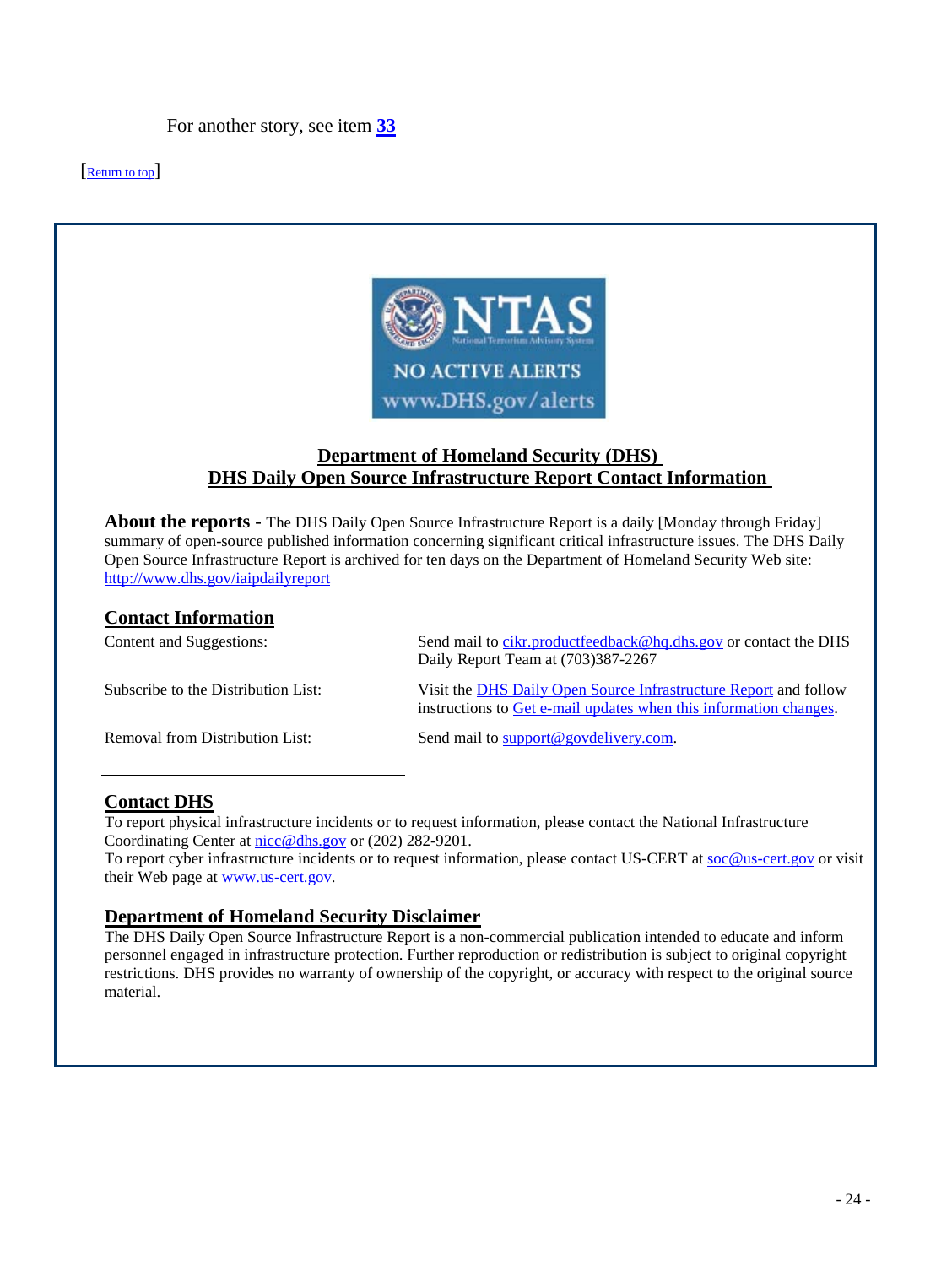For another story, see item **33**

[Return to top]

NTAS
National Terrorism Advisory System
NO ACTIVE ALERTS
www.DHS.gov/alerts

## Department of Homeland Security (DHS)
## DHS Daily Open Source Infrastructure Report Contact Information

**About the reports -** The DHS Daily Open Source Infrastructure Report is a daily [Monday through Friday] summary of open-source published information concerning significant critical infrastructure issues. The DHS Daily Open Source Infrastructure Report is archived for ten days on the Department of Homeland Security Web site: http://www.dhs.gov/iaipdailyreport

### Contact Information

| | |
|---|---|
| Content and Suggestions: | Send mail to cikr.productfeedback@hq.dhs.gov or contact the DHS Daily Report Team at (703)387-2267 |
| Subscribe to the Distribution List: | Visit the DHS Daily Open Source Infrastructure Report and follow instructions to Get e-mail updates when this information changes. |
| Removal from Distribution List: | Send mail to support@govdelivery.com. |

### Contact DHS

To report physical infrastructure incidents or to request information, please contact the National Infrastructure Coordinating Center at nicc@dhs.gov or (202) 282-9201.
To report cyber infrastructure incidents or to request information, please contact US-CERT at soc@us-cert.gov or visit their Web page at www.us-cert.gov.

### Department of Homeland Security Disclaimer

The DHS Daily Open Source Infrastructure Report is a non-commercial publication intended to educate and inform personnel engaged in infrastructure protection. Further reproduction or redistribution is subject to original copyright restrictions. DHS provides no warranty of ownership of the copyright, or accuracy with respect to the original source material.